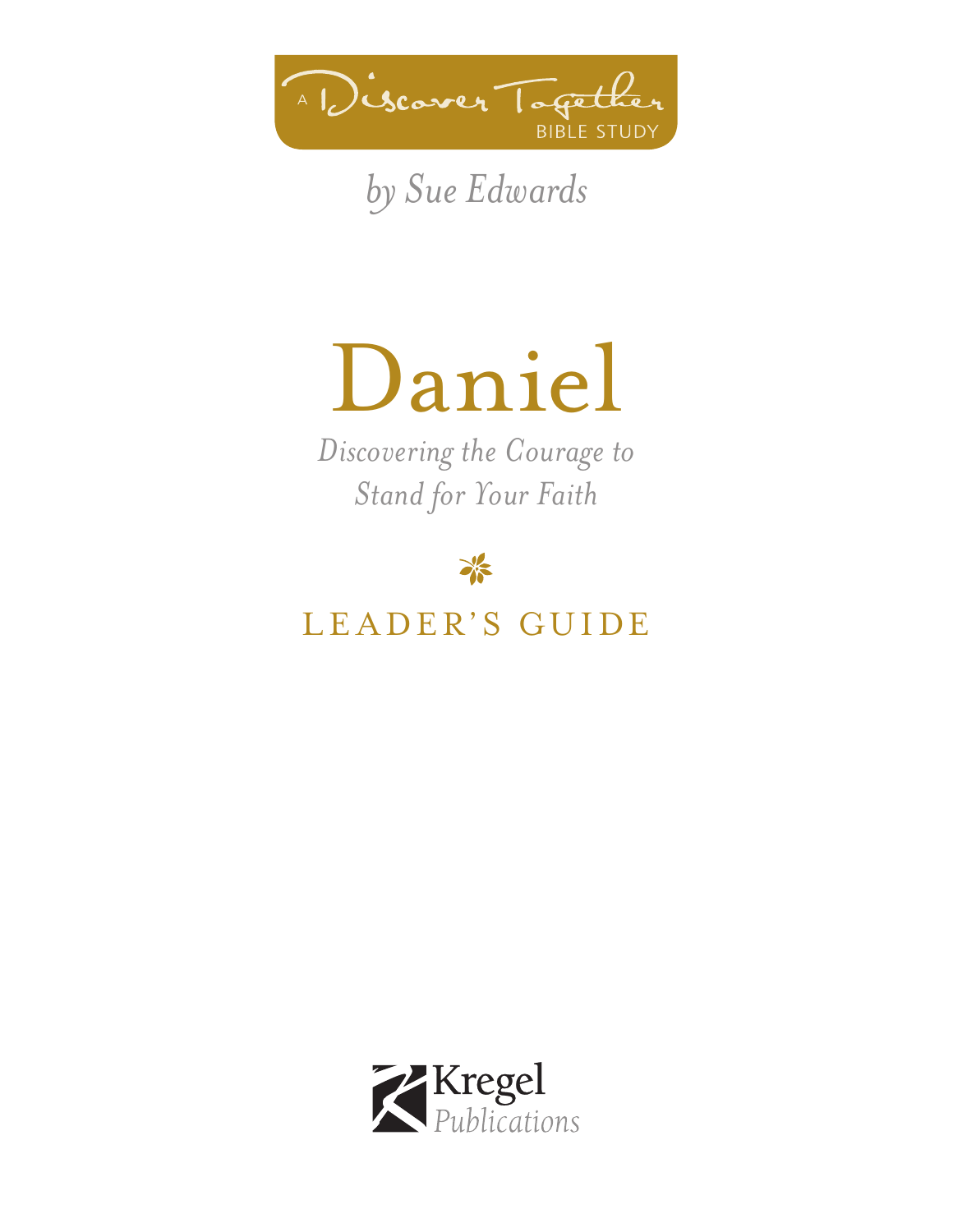A Discover Together BIBLE STUDY

*by Sue Edwards*

# Daniel

*Discovering the Courage to Stand for Your Faith*

LEADER'S GUIDE

Kregel Publications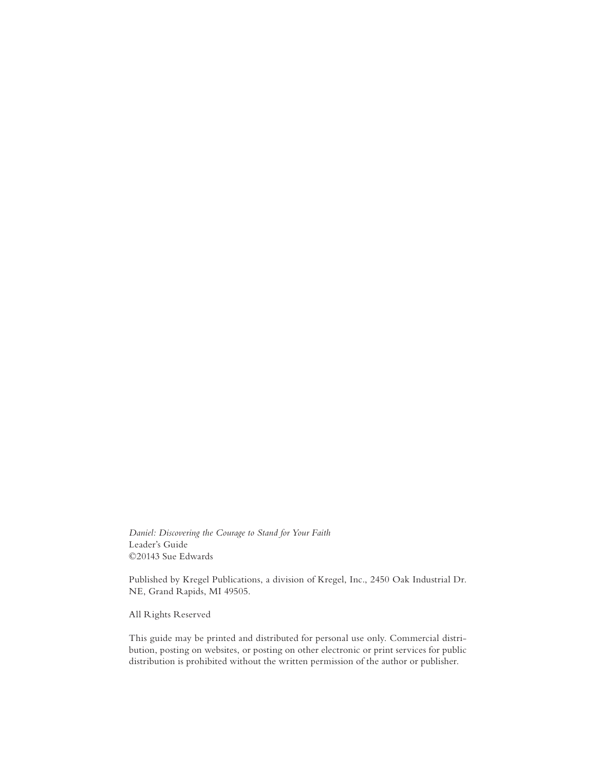*Daniel: Discovering the Courage to Stand for Your Faith*
Leader's Guide
©20143 Sue Edwards

Published by Kregel Publications, a division of Kregel, Inc., 2450 Oak Industrial Dr. NE, Grand Rapids, MI 49505.

All Rights Reserved

This guide may be printed and distributed for personal use only. Commercial distribution, posting on websites, or posting on other electronic or print services for public distribution is prohibited without the written permission of the author or publisher.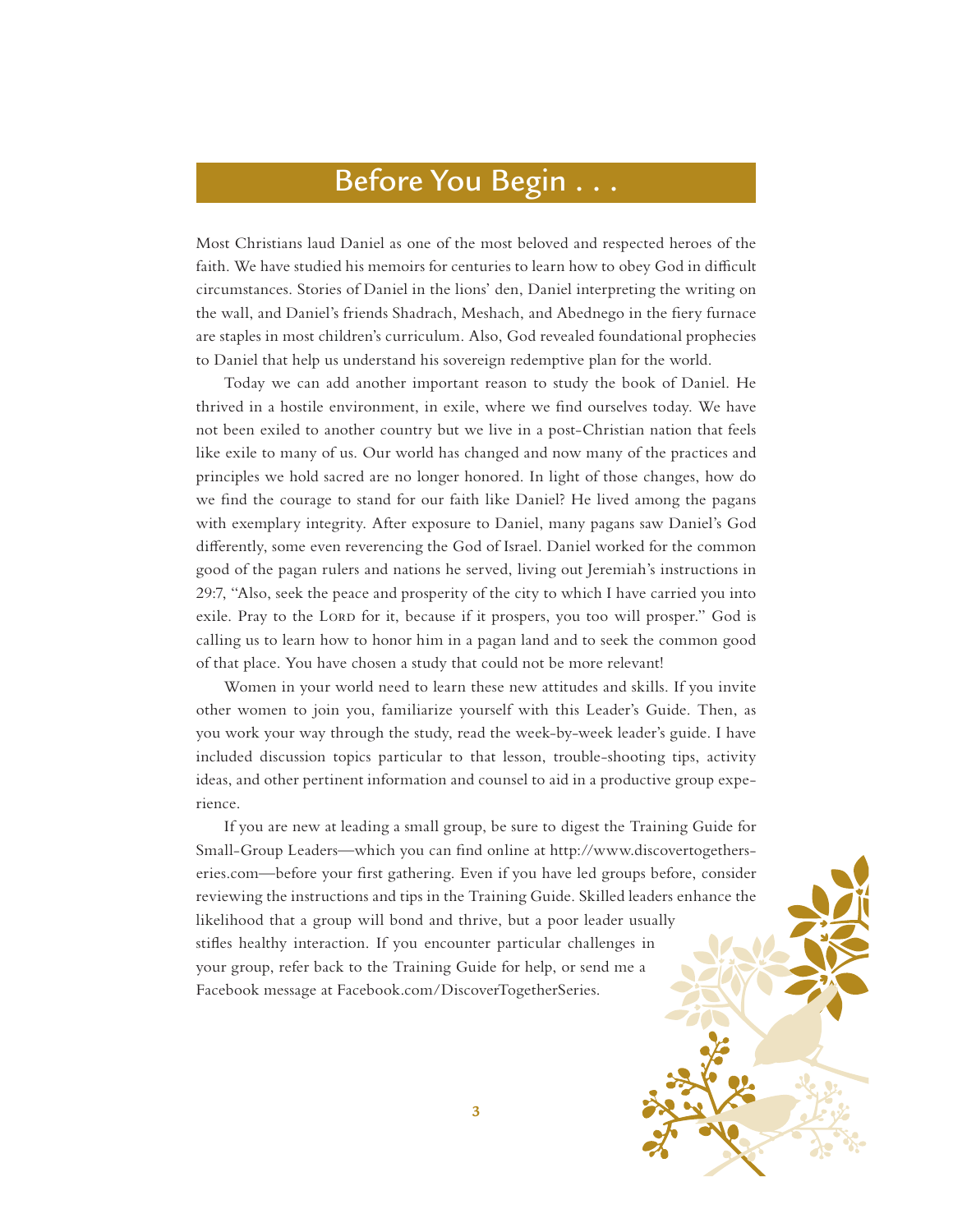# Before You Begin . . .

Most Christians laud Daniel as one of the most beloved and respected heroes of the faith. We have studied his memoirs for centuries to learn how to obey God in difficult circumstances. Stories of Daniel in the lions' den, Daniel interpreting the writing on the wall, and Daniel's friends Shadrach, Meshach, and Abednego in the fiery furnace are staples in most children's curriculum. Also, God revealed foundational prophecies to Daniel that help us understand his sovereign redemptive plan for the world.

Today we can add another important reason to study the book of Daniel. He thrived in a hostile environment, in exile, where we find ourselves today. We have not been exiled to another country but we live in a post-Christian nation that feels like exile to many of us. Our world has changed and now many of the practices and principles we hold sacred are no longer honored. In light of those changes, how do we find the courage to stand for our faith like Daniel? He lived among the pagans with exemplary integrity. After exposure to Daniel, many pagans saw Daniel's God differently, some even reverencing the God of Israel. Daniel worked for the common good of the pagan rulers and nations he served, living out Jeremiah's instructions in 29:7, "Also, seek the peace and prosperity of the city to which I have carried you into exile. Pray to the Lord for it, because if it prospers, you too will prosper." God is calling us to learn how to honor him in a pagan land and to seek the common good of that place. You have chosen a study that could not be more relevant!

Women in your world need to learn these new attitudes and skills. If you invite other women to join you, familiarize yourself with this Leader's Guide. Then, as you work your way through the study, read the week-by-week leader's guide. I have included discussion topics particular to that lesson, trouble-shooting tips, activity ideas, and other pertinent information and counsel to aid in a productive group experience.

If you are new at leading a small group, be sure to digest the Training Guide for Small-Group Leaders—which you can find online at http://www.discovertogetherseries.com—before your first gathering. Even if you have led groups before, consider reviewing the instructions and tips in the Training Guide. Skilled leaders enhance the likelihood that a group will bond and thrive, but a poor leader usually stifles healthy interaction. If you encounter particular challenges in your group, refer back to the Training Guide for help, or send me a Facebook message at Facebook.com/DiscoverTogetherSeries.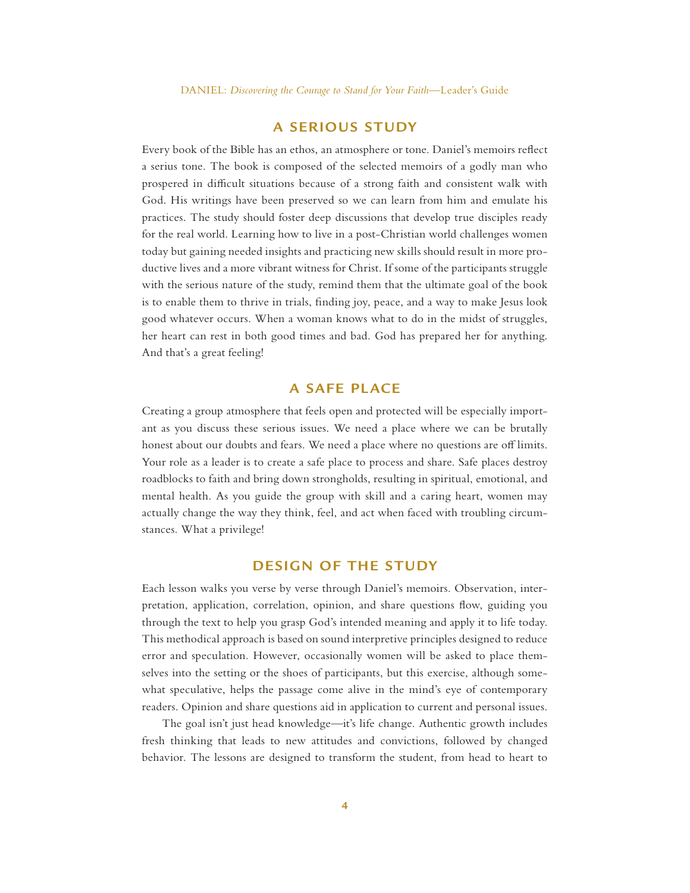## A SERIOUS STUDY

Every book of the Bible has an ethos, an atmosphere or tone. Daniel's memoirs reflect a serius tone. The book is composed of the selected memoirs of a godly man who prospered in difficult situations because of a strong faith and consistent walk with God. His writings have been preserved so we can learn from him and emulate his practices. The study should foster deep discussions that develop true disciples ready for the real world. Learning how to live in a post-Christian world challenges women today but gaining needed insights and practicing new skills should result in more productive lives and a more vibrant witness for Christ. If some of the participants struggle with the serious nature of the study, remind them that the ultimate goal of the book is to enable them to thrive in trials, finding joy, peace, and a way to make Jesus look good whatever occurs. When a woman knows what to do in the midst of struggles, her heart can rest in both good times and bad. God has prepared her for anything. And that's a great feeling!

## A SAFE PLACE

Creating a group atmosphere that feels open and protected will be especially important as you discuss these serious issues. We need a place where we can be brutally honest about our doubts and fears. We need a place where no questions are off limits. Your role as a leader is to create a safe place to process and share. Safe places destroy roadblocks to faith and bring down strongholds, resulting in spiritual, emotional, and mental health. As you guide the group with skill and a caring heart, women may actually change the way they think, feel, and act when faced with troubling circumstances. What a privilege!

## DESIGN OF THE STUDY

Each lesson walks you verse by verse through Daniel's memoirs. Observation, interpretation, application, correlation, opinion, and share questions flow, guiding you through the text to help you grasp God's intended meaning and apply it to life today. This methodical approach is based on sound interpretive principles designed to reduce error and speculation. However, occasionally women will be asked to place themselves into the setting or the shoes of participants, but this exercise, although somewhat speculative, helps the passage come alive in the mind's eye of contemporary readers. Opinion and share questions aid in application to current and personal issues.

The goal isn't just head knowledge—it's life change. Authentic growth includes fresh thinking that leads to new attitudes and convictions, followed by changed behavior. The lessons are designed to transform the student, from head to heart to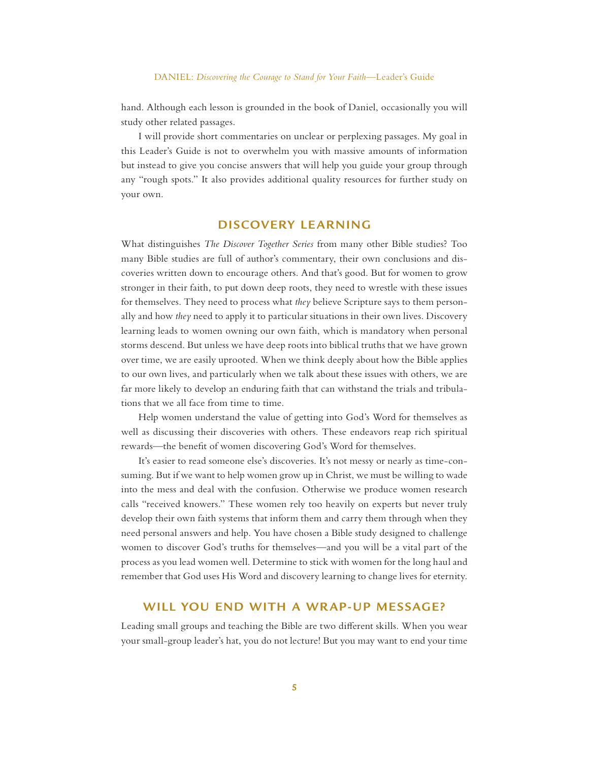hand. Although each lesson is grounded in the book of Daniel, occasionally you will study other related passages.

I will provide short commentaries on unclear or perplexing passages. My goal in this Leader's Guide is not to overwhelm you with massive amounts of information but instead to give you concise answers that will help you guide your group through any "rough spots." It also provides additional quality resources for further study on your own.

## DISCOVERY LEARNING

What distinguishes *The Discover Together Series* from many other Bible studies? Too many Bible studies are full of author's commentary, their own conclusions and discoveries written down to encourage others. And that's good. But for women to grow stronger in their faith, to put down deep roots, they need to wrestle with these issues for themselves. They need to process what *they* believe Scripture says to them personally and how *they* need to apply it to particular situations in their own lives. Discovery learning leads to women owning our own faith, which is mandatory when personal storms descend. But unless we have deep roots into biblical truths that we have grown over time, we are easily uprooted. When we think deeply about how the Bible applies to our own lives, and particularly when we talk about these issues with others, we are far more likely to develop an enduring faith that can withstand the trials and tribulations that we all face from time to time.

Help women understand the value of getting into God's Word for themselves as well as discussing their discoveries with others. These endeavors reap rich spiritual rewards—the benefit of women discovering God's Word for themselves.

It's easier to read someone else's discoveries. It's not messy or nearly as time-consuming. But if we want to help women grow up in Christ, we must be willing to wade into the mess and deal with the confusion. Otherwise we produce women research calls "received knowers." These women rely too heavily on experts but never truly develop their own faith systems that inform them and carry them through when they need personal answers and help. You have chosen a Bible study designed to challenge women to discover God's truths for themselves—and you will be a vital part of the process as you lead women well. Determine to stick with women for the long haul and remember that God uses His Word and discovery learning to change lives for eternity.

## WILL YOU END WITH A WRAP-UP MESSAGE?

Leading small groups and teaching the Bible are two different skills. When you wear your small-group leader's hat, you do not lecture! But you may want to end your time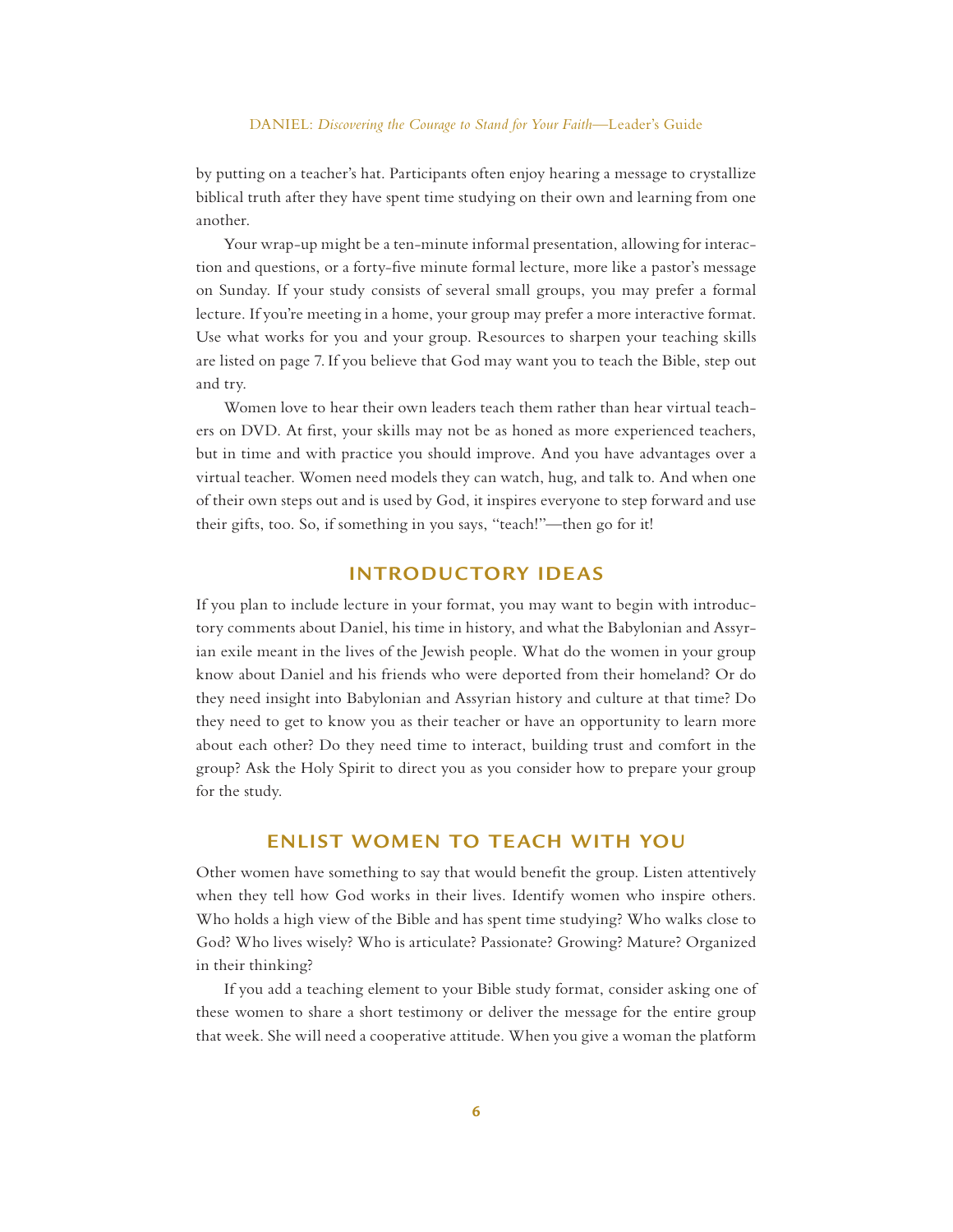by putting on a teacher's hat. Participants often enjoy hearing a message to crystallize biblical truth after they have spent time studying on their own and learning from one another.

Your wrap-up might be a ten-minute informal presentation, allowing for interaction and questions, or a forty-five minute formal lecture, more like a pastor's message on Sunday. If your study consists of several small groups, you may prefer a formal lecture. If you're meeting in a home, your group may prefer a more interactive format. Use what works for you and your group. Resources to sharpen your teaching skills are listed on page 7. If you believe that God may want you to teach the Bible, step out and try.

Women love to hear their own leaders teach them rather than hear virtual teachers on DVD. At first, your skills may not be as honed as more experienced teachers, but in time and with practice you should improve. And you have advantages over a virtual teacher. Women need models they can watch, hug, and talk to. And when one of their own steps out and is used by God, it inspires everyone to step forward and use their gifts, too. So, if something in you says, "teach!"—then go for it!

## INTRODUCTORY IDEAS

If you plan to include lecture in your format, you may want to begin with introductory comments about Daniel, his time in history, and what the Babylonian and Assyrian exile meant in the lives of the Jewish people. What do the women in your group know about Daniel and his friends who were deported from their homeland? Or do they need insight into Babylonian and Assyrian history and culture at that time? Do they need to get to know you as their teacher or have an opportunity to learn more about each other? Do they need time to interact, building trust and comfort in the group? Ask the Holy Spirit to direct you as you consider how to prepare your group for the study.

## ENLIST WOMEN TO TEACH WITH YOU

Other women have something to say that would benefit the group. Listen attentively when they tell how God works in their lives. Identify women who inspire others. Who holds a high view of the Bible and has spent time studying? Who walks close to God? Who lives wisely? Who is articulate? Passionate? Growing? Mature? Organized in their thinking?

If you add a teaching element to your Bible study format, consider asking one of these women to share a short testimony or deliver the message for the entire group that week. She will need a cooperative attitude. When you give a woman the platform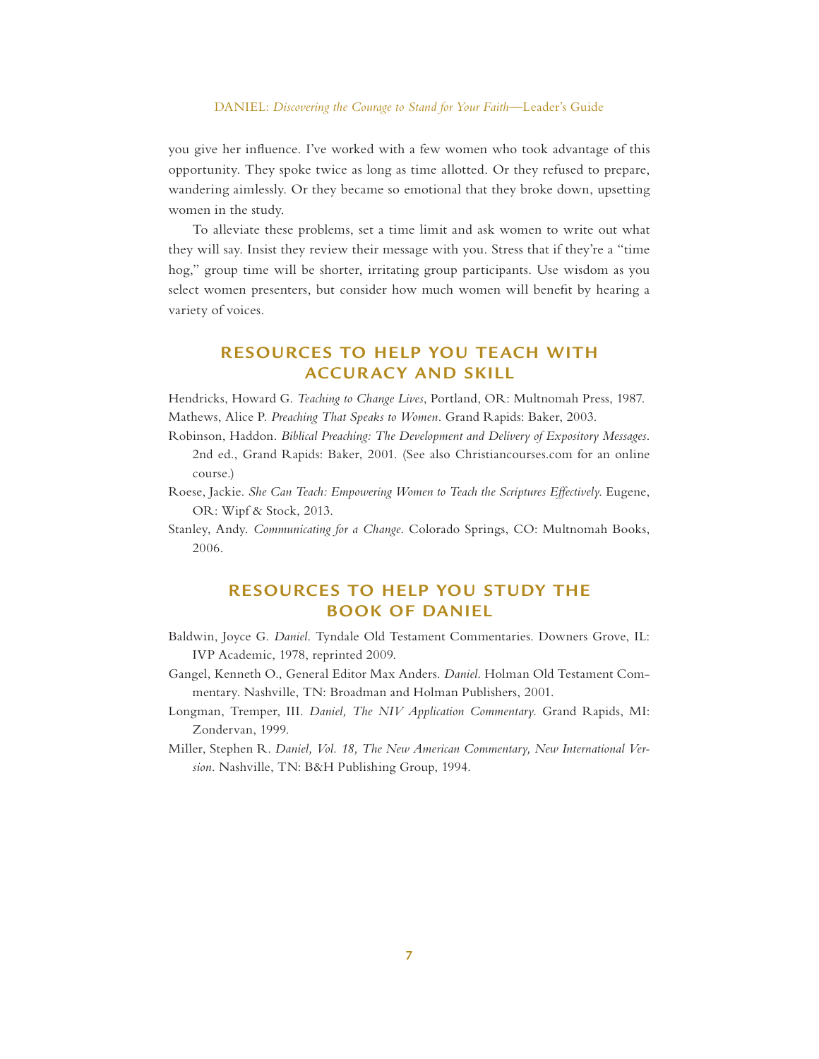you give her influence. I've worked with a few women who took advantage of this opportunity. They spoke twice as long as time allotted. Or they refused to prepare, wandering aimlessly. Or they became so emotional that they broke down, upsetting women in the study.

To alleviate these problems, set a time limit and ask women to write out what they will say. Insist they review their message with you. Stress that if they're a "time hog," group time will be shorter, irritating group participants. Use wisdom as you select women presenters, but consider how much women will benefit by hearing a variety of voices.

## RESOURCES TO HELP YOU TEACH WITH ACCURACY AND SKILL

Hendricks, Howard G. *Teaching to Change Lives*, Portland, OR: Multnomah Press, 1987.

Mathews, Alice P. *Preaching That Speaks to Women*. Grand Rapids: Baker, 2003.

Robinson, Haddon. *Biblical Preaching: The Development and Delivery of Expository Messages*. 2nd ed., Grand Rapids: Baker, 2001. (See also Christiancourses.com for an online course.)

Roese, Jackie. *She Can Teach: Empowering Women to Teach the Scriptures Effectively*. Eugene, OR: Wipf & Stock, 2013.

Stanley, Andy. *Communicating for a Change*. Colorado Springs, CO: Multnomah Books, 2006.

## RESOURCES TO HELP YOU STUDY THE BOOK OF DANIEL

Baldwin, Joyce G. *Daniel*. Tyndale Old Testament Commentaries. Downers Grove, IL: IVP Academic, 1978, reprinted 2009.

Gangel, Kenneth O., General Editor Max Anders. *Daniel*. Holman Old Testament Commentary. Nashville, TN: Broadman and Holman Publishers, 2001.

Longman, Tremper, III. *Daniel, The NIV Application Commentary*. Grand Rapids, MI: Zondervan, 1999.

Miller, Stephen R. *Daniel, Vol. 18, The New American Commentary, New International Version*. Nashville, TN: B&H Publishing Group, 1994.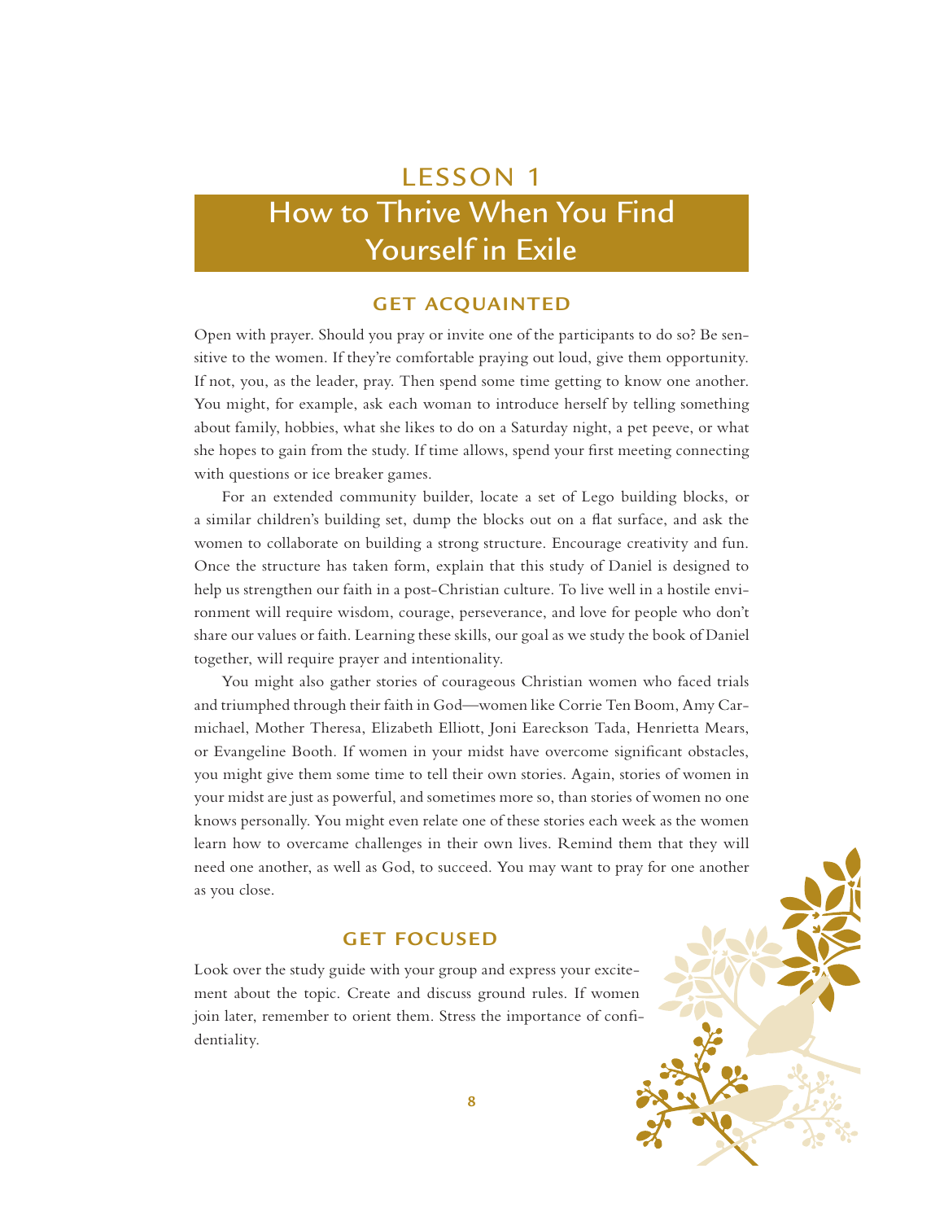# LESSON 1

# How to Thrive When You Find Yourself in Exile

## GET ACQUAINTED

Open with prayer. Should you pray or invite one of the participants to do so? Be sensitive to the women. If they're comfortable praying out loud, give them opportunity. If not, you, as the leader, pray. Then spend some time getting to know one another. You might, for example, ask each woman to introduce herself by telling something about family, hobbies, what she likes to do on a Saturday night, a pet peeve, or what she hopes to gain from the study. If time allows, spend your first meeting connecting with questions or ice breaker games.

For an extended community builder, locate a set of Lego building blocks, or a similar children's building set, dump the blocks out on a flat surface, and ask the women to collaborate on building a strong structure. Encourage creativity and fun. Once the structure has taken form, explain that this study of Daniel is designed to help us strengthen our faith in a post-Christian culture. To live well in a hostile environment will require wisdom, courage, perseverance, and love for people who don't share our values or faith. Learning these skills, our goal as we study the book of Daniel together, will require prayer and intentionality.

You might also gather stories of courageous Christian women who faced trials and triumphed through their faith in God—women like Corrie Ten Boom, Amy Carmichael, Mother Theresa, Elizabeth Elliott, Joni Eareckson Tada, Henrietta Mears, or Evangeline Booth. If women in your midst have overcome significant obstacles, you might give them some time to tell their own stories. Again, stories of women in your midst are just as powerful, and sometimes more so, than stories of women no one knows personally. You might even relate one of these stories each week as the women learn how to overcame challenges in their own lives. Remind them that they will need one another, as well as God, to succeed. You may want to pray for one another as you close.

## GET FOCUSED

Look over the study guide with your group and express your excitement about the topic. Create and discuss ground rules. If women join later, remember to orient them. Stress the importance of confidentiality.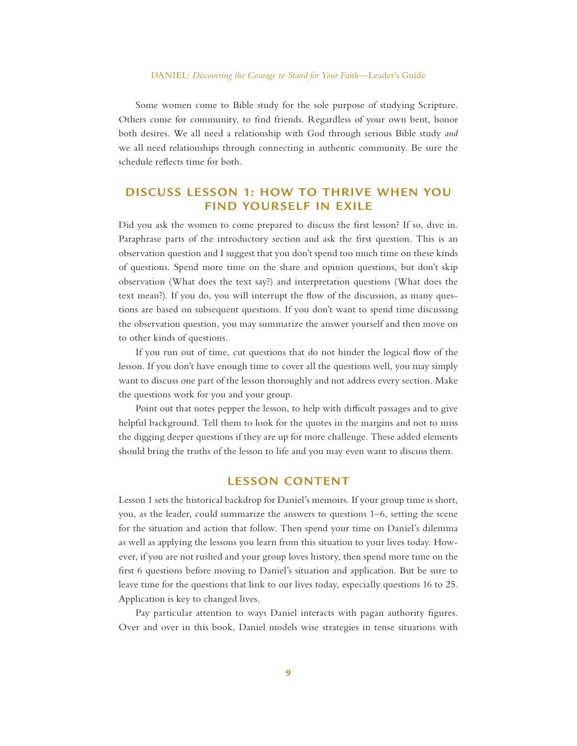Some women come to Bible study for the sole purpose of studying Scripture. Others come for community, to find friends. Regardless of your own bent, honor both desires. We all need a relationship with God through serious Bible study *and* we all need relationships through connecting in authentic community. Be sure the schedule reflects time for both.

## DISCUSS LESSON 1: HOW TO THRIVE WHEN YOU FIND YOURSELF IN EXILE

Did you ask the women to come prepared to discuss the first lesson? If so, dive in. Paraphrase parts of the introductory section and ask the first question. This is an observation question and I suggest that you don't spend too much time on these kinds of questions. Spend more time on the share and opinion questions, but don't skip observation (What does the text say?) and interpretation questions (What does the text mean?). If you do, you will interrupt the flow of the discussion, as many questions are based on subsequent questions. If you don't want to spend time discussing the observation question, you may summarize the answer yourself and then move on to other kinds of questions.

If you run out of time, cut questions that do not hinder the logical flow of the lesson. If you don't have enough time to cover all the questions well, you may simply want to discuss one part of the lesson thoroughly and not address every section. Make the questions work for you and your group.

Point out that notes pepper the lesson, to help with difficult passages and to give helpful background. Tell them to look for the quotes in the margins and not to miss the digging deeper questions if they are up for more challenge. These added elements should bring the truths of the lesson to life and you may even want to discuss them.

## LESSON CONTENT

Lesson 1 sets the historical backdrop for Daniel's memoirs. If your group time is short, you, as the leader, could summarize the answers to questions 1–6, setting the scene for the situation and action that follow. Then spend your time on Daniel's dilemma as well as applying the lessons you learn from this situation to your lives today. However, if you are not rushed and your group loves history, then spend more time on the first 6 questions before moving to Daniel's situation and application. But be sure to leave time for the questions that link to our lives today, especially questions 16 to 25. Application is key to changed lives.

Pay particular attention to ways Daniel interacts with pagan authority figures. Over and over in this book, Daniel models wise strategies in tense situations with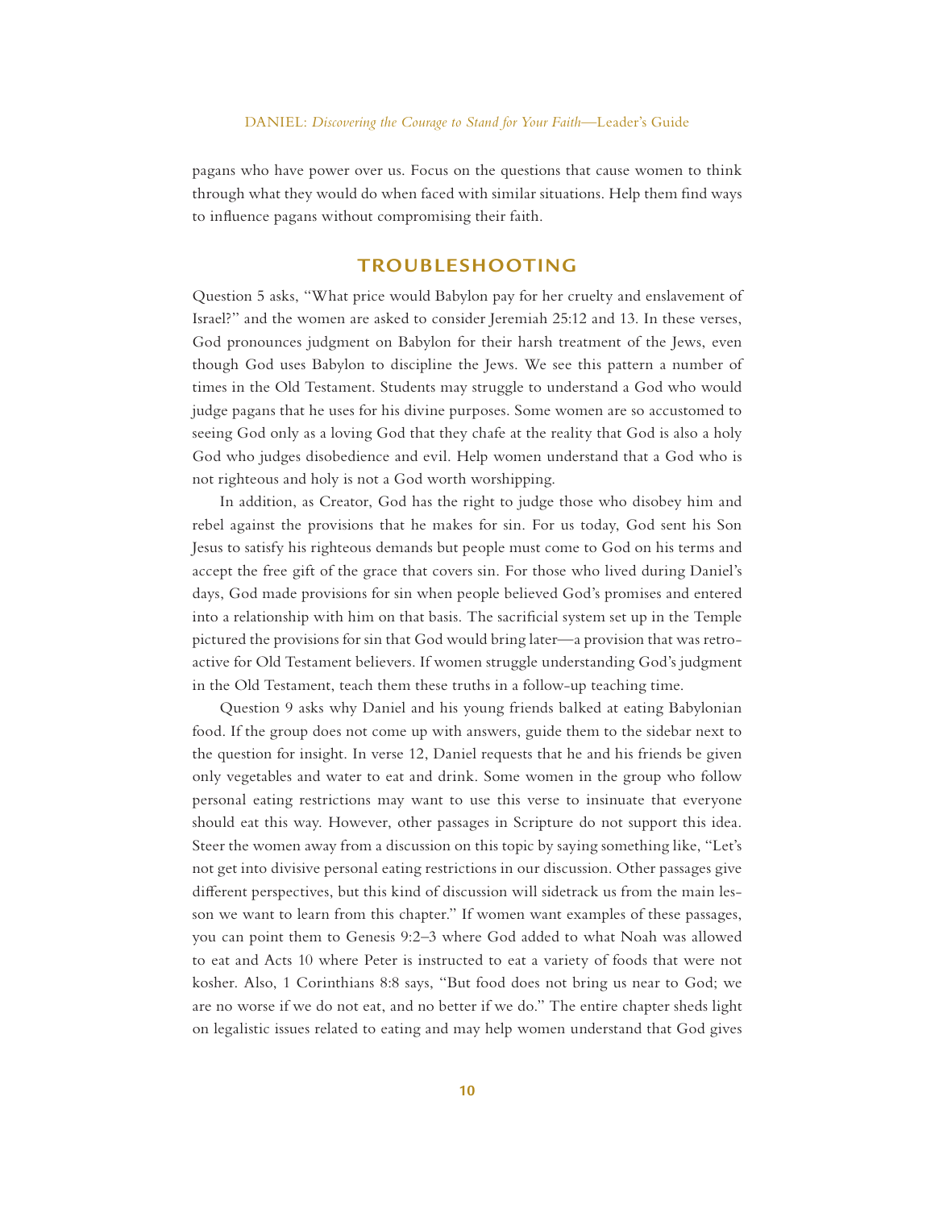pagans who have power over us. Focus on the questions that cause women to think through what they would do when faced with similar situations. Help them find ways to influence pagans without compromising their faith.

## TROUBLESHOOTING

Question 5 asks, "What price would Babylon pay for her cruelty and enslavement of Israel?" and the women are asked to consider Jeremiah 25:12 and 13. In these verses, God pronounces judgment on Babylon for their harsh treatment of the Jews, even though God uses Babylon to discipline the Jews. We see this pattern a number of times in the Old Testament. Students may struggle to understand a God who would judge pagans that he uses for his divine purposes. Some women are so accustomed to seeing God only as a loving God that they chafe at the reality that God is also a holy God who judges disobedience and evil. Help women understand that a God who is not righteous and holy is not a God worth worshipping.

In addition, as Creator, God has the right to judge those who disobey him and rebel against the provisions that he makes for sin. For us today, God sent his Son Jesus to satisfy his righteous demands but people must come to God on his terms and accept the free gift of the grace that covers sin. For those who lived during Daniel's days, God made provisions for sin when people believed God's promises and entered into a relationship with him on that basis. The sacrificial system set up in the Temple pictured the provisions for sin that God would bring later—a provision that was retroactive for Old Testament believers. If women struggle understanding God's judgment in the Old Testament, teach them these truths in a follow-up teaching time.

Question 9 asks why Daniel and his young friends balked at eating Babylonian food. If the group does not come up with answers, guide them to the sidebar next to the question for insight. In verse 12, Daniel requests that he and his friends be given only vegetables and water to eat and drink. Some women in the group who follow personal eating restrictions may want to use this verse to insinuate that everyone should eat this way. However, other passages in Scripture do not support this idea. Steer the women away from a discussion on this topic by saying something like, "Let's not get into divisive personal eating restrictions in our discussion. Other passages give different perspectives, but this kind of discussion will sidetrack us from the main lesson we want to learn from this chapter." If women want examples of these passages, you can point them to Genesis 9:2–3 where God added to what Noah was allowed to eat and Acts 10 where Peter is instructed to eat a variety of foods that were not kosher. Also, 1 Corinthians 8:8 says, "But food does not bring us near to God; we are no worse if we do not eat, and no better if we do." The entire chapter sheds light on legalistic issues related to eating and may help women understand that God gives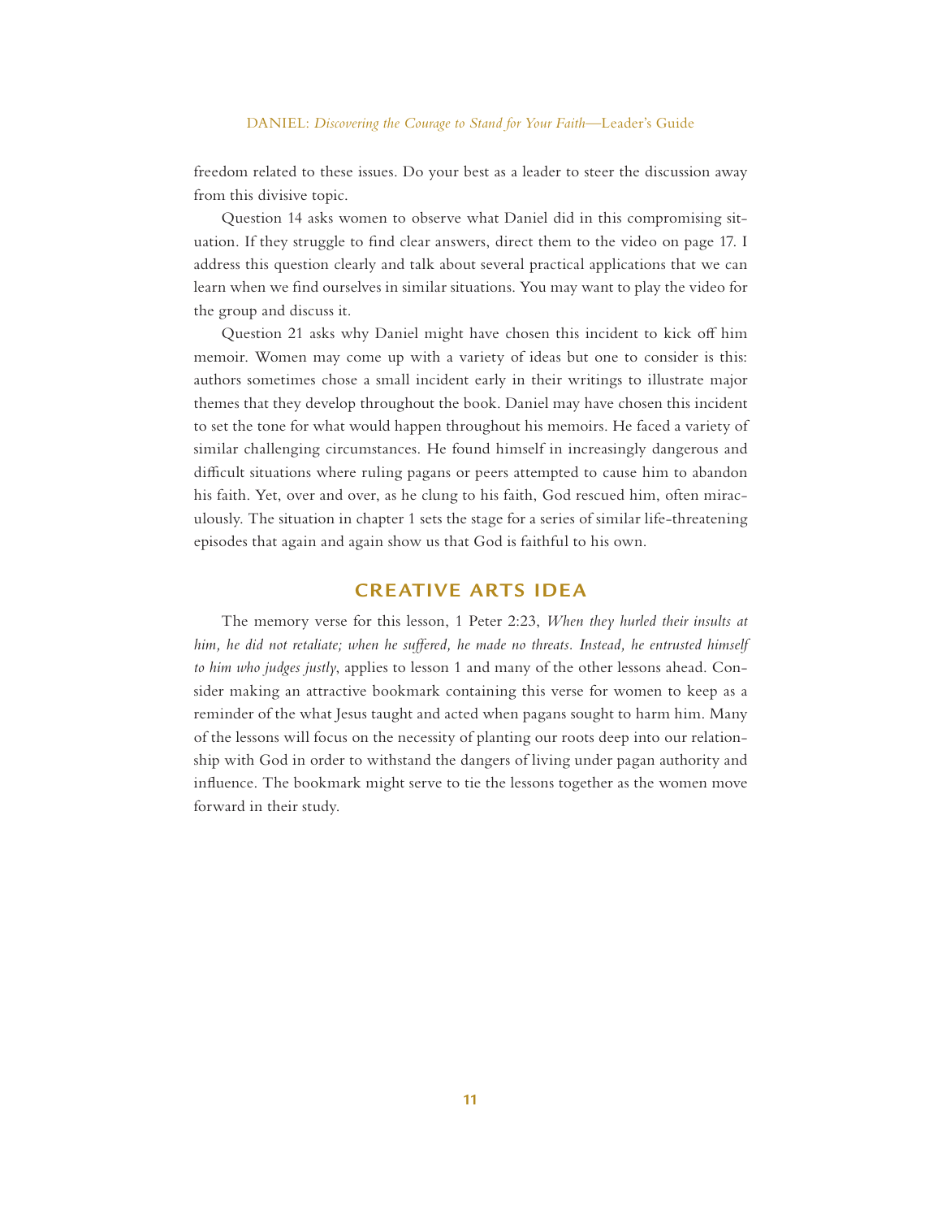freedom related to these issues. Do your best as a leader to steer the discussion away from this divisive topic.

Question 14 asks women to observe what Daniel did in this compromising situation. If they struggle to find clear answers, direct them to the video on page 17. I address this question clearly and talk about several practical applications that we can learn when we find ourselves in similar situations. You may want to play the video for the group and discuss it.

Question 21 asks why Daniel might have chosen this incident to kick off him memoir. Women may come up with a variety of ideas but one to consider is this: authors sometimes chose a small incident early in their writings to illustrate major themes that they develop throughout the book. Daniel may have chosen this incident to set the tone for what would happen throughout his memoirs. He faced a variety of similar challenging circumstances. He found himself in increasingly dangerous and difficult situations where ruling pagans or peers attempted to cause him to abandon his faith. Yet, over and over, as he clung to his faith, God rescued him, often miraculously. The situation in chapter 1 sets the stage for a series of similar life-threatening episodes that again and again show us that God is faithful to his own.

## CREATIVE ARTS IDEA

The memory verse for this lesson, 1 Peter 2:23, *When they hurled their insults at him, he did not retaliate; when he suffered, he made no threats. Instead, he entrusted himself to him who judges justly*, applies to lesson 1 and many of the other lessons ahead. Consider making an attractive bookmark containing this verse for women to keep as a reminder of the what Jesus taught and acted when pagans sought to harm him. Many of the lessons will focus on the necessity of planting our roots deep into our relationship with God in order to withstand the dangers of living under pagan authority and influence. The bookmark might serve to tie the lessons together as the women move forward in their study.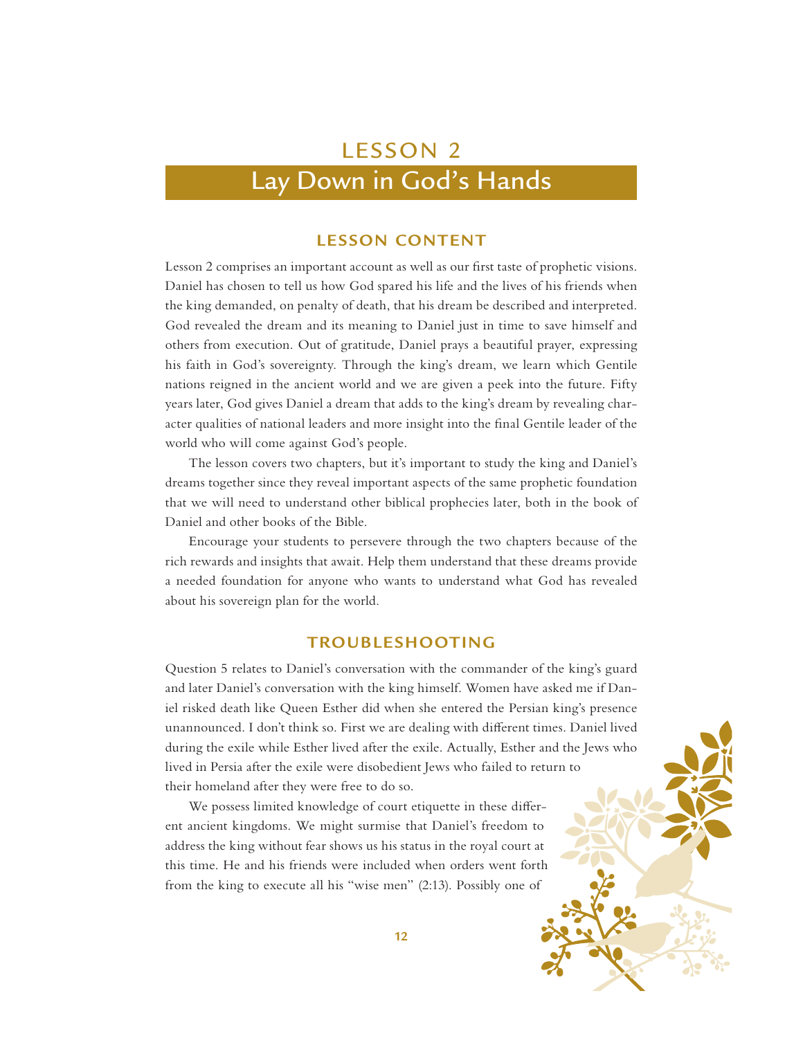# LESSON 2

# Lay Down in God's Hands

## LESSON CONTENT

Lesson 2 comprises an important account as well as our first taste of prophetic visions. Daniel has chosen to tell us how God spared his life and the lives of his friends when the king demanded, on penalty of death, that his dream be described and interpreted. God revealed the dream and its meaning to Daniel just in time to save himself and others from execution. Out of gratitude, Daniel prays a beautiful prayer, expressing his faith in God's sovereignty. Through the king's dream, we learn which Gentile nations reigned in the ancient world and we are given a peek into the future. Fifty years later, God gives Daniel a dream that adds to the king's dream by revealing character qualities of national leaders and more insight into the final Gentile leader of the world who will come against God's people.

The lesson covers two chapters, but it's important to study the king and Daniel's dreams together since they reveal important aspects of the same prophetic foundation that we will need to understand other biblical prophecies later, both in the book of Daniel and other books of the Bible.

Encourage your students to persevere through the two chapters because of the rich rewards and insights that await. Help them understand that these dreams provide a needed foundation for anyone who wants to understand what God has revealed about his sovereign plan for the world.

## TROUBLESHOOTING

Question 5 relates to Daniel's conversation with the commander of the king's guard and later Daniel's conversation with the king himself. Women have asked me if Daniel risked death like Queen Esther did when she entered the Persian king's presence unannounced. I don't think so. First we are dealing with different times. Daniel lived during the exile while Esther lived after the exile. Actually, Esther and the Jews who lived in Persia after the exile were disobedient Jews who failed to return to their homeland after they were free to do so.

We possess limited knowledge of court etiquette in these different ancient kingdoms. We might surmise that Daniel's freedom to address the king without fear shows us his status in the royal court at this time. He and his friends were included when orders went forth from the king to execute all his "wise men" (2:13). Possibly one of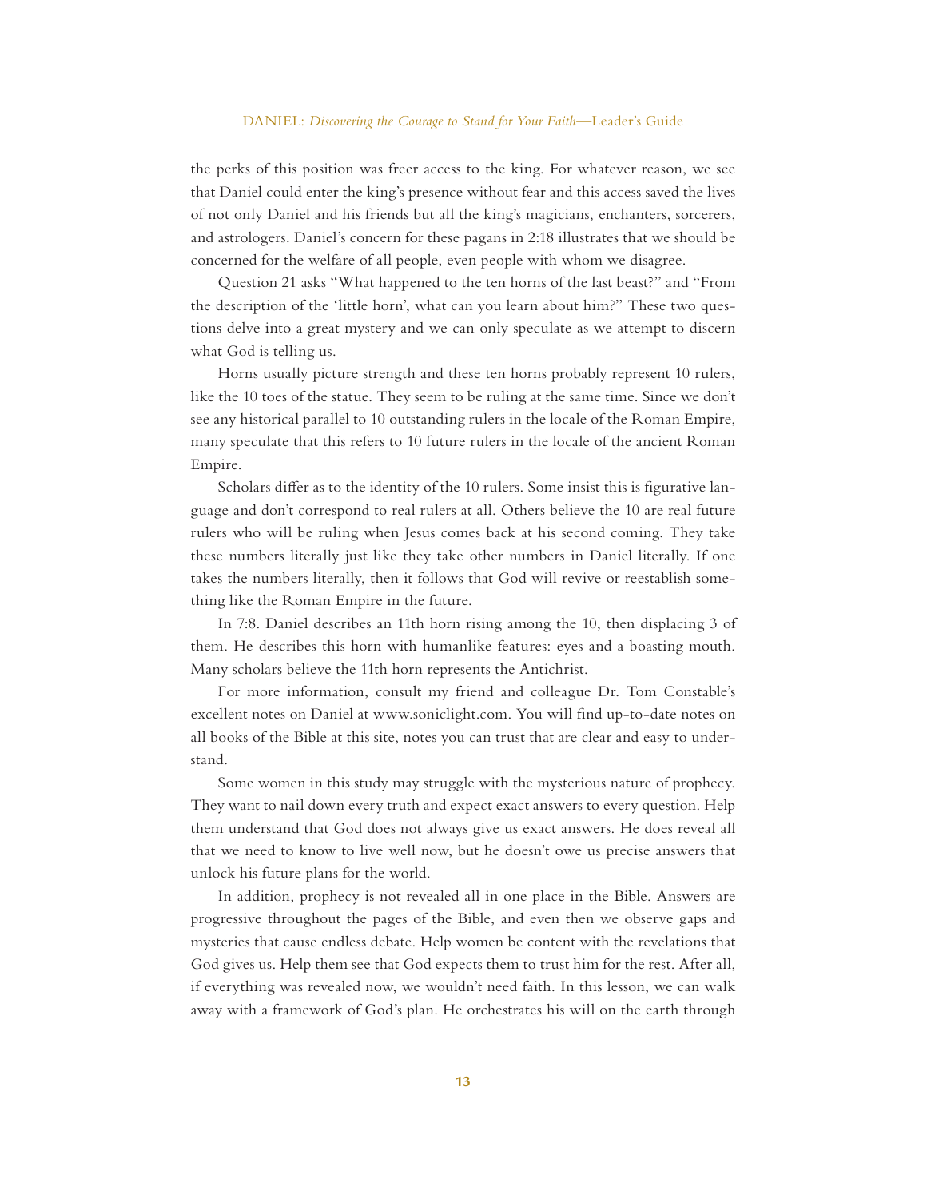the perks of this position was freer access to the king. For whatever reason, we see that Daniel could enter the king's presence without fear and this access saved the lives of not only Daniel and his friends but all the king's magicians, enchanters, sorcerers, and astrologers. Daniel's concern for these pagans in 2:18 illustrates that we should be concerned for the welfare of all people, even people with whom we disagree.

Question 21 asks "What happened to the ten horns of the last beast?" and "From the description of the 'little horn', what can you learn about him?" These two questions delve into a great mystery and we can only speculate as we attempt to discern what God is telling us.

Horns usually picture strength and these ten horns probably represent 10 rulers, like the 10 toes of the statue. They seem to be ruling at the same time. Since we don't see any historical parallel to 10 outstanding rulers in the locale of the Roman Empire, many speculate that this refers to 10 future rulers in the locale of the ancient Roman Empire.

Scholars differ as to the identity of the 10 rulers. Some insist this is figurative language and don't correspond to real rulers at all. Others believe the 10 are real future rulers who will be ruling when Jesus comes back at his second coming. They take these numbers literally just like they take other numbers in Daniel literally. If one takes the numbers literally, then it follows that God will revive or reestablish something like the Roman Empire in the future.

In 7:8. Daniel describes an 11th horn rising among the 10, then displacing 3 of them. He describes this horn with humanlike features: eyes and a boasting mouth. Many scholars believe the 11th horn represents the Antichrist.

For more information, consult my friend and colleague Dr. Tom Constable's excellent notes on Daniel at www.soniclight.com. You will find up-to-date notes on all books of the Bible at this site, notes you can trust that are clear and easy to understand.

Some women in this study may struggle with the mysterious nature of prophecy. They want to nail down every truth and expect exact answers to every question. Help them understand that God does not always give us exact answers. He does reveal all that we need to know to live well now, but he doesn't owe us precise answers that unlock his future plans for the world.

In addition, prophecy is not revealed all in one place in the Bible. Answers are progressive throughout the pages of the Bible, and even then we observe gaps and mysteries that cause endless debate. Help women be content with the revelations that God gives us. Help them see that God expects them to trust him for the rest. After all, if everything was revealed now, we wouldn't need faith. In this lesson, we can walk away with a framework of God's plan. He orchestrates his will on the earth through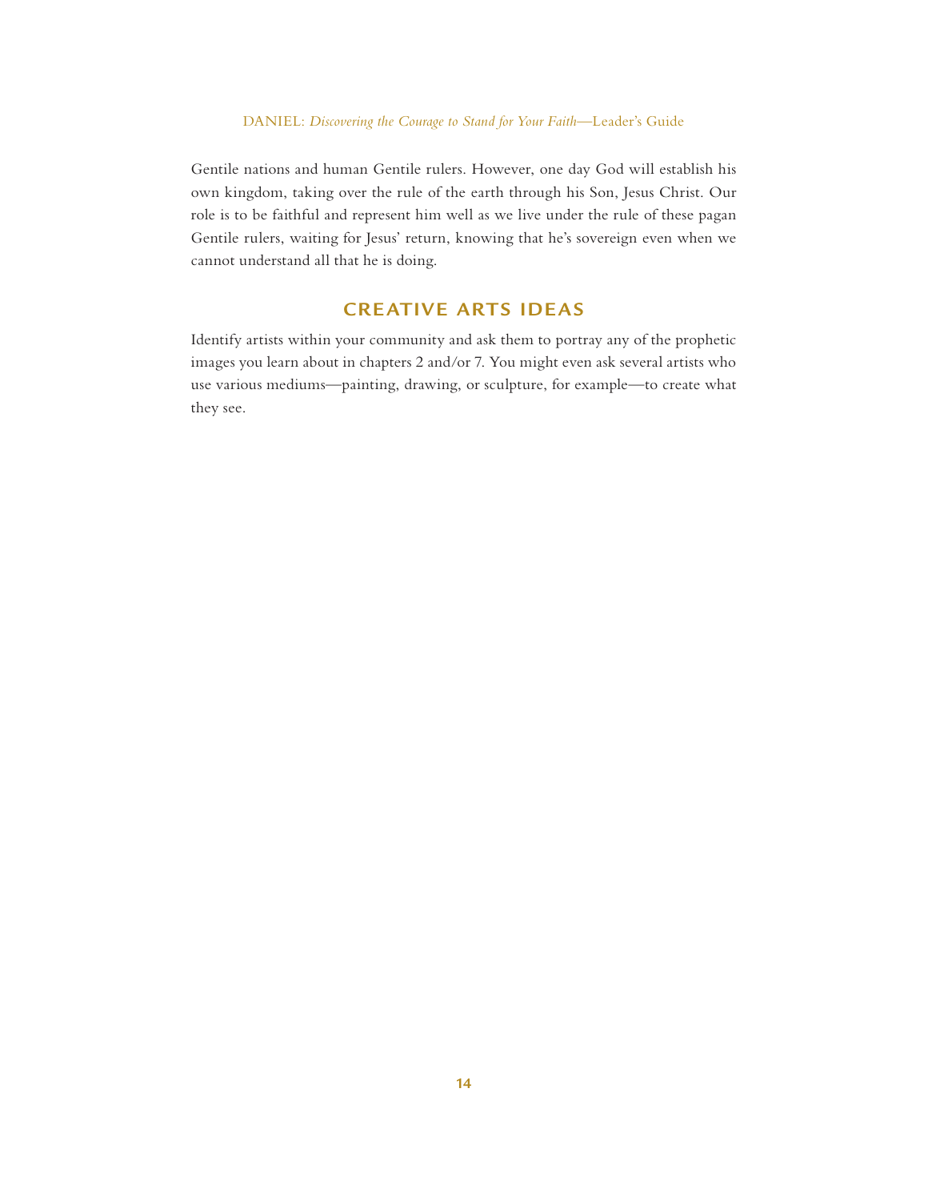Gentile nations and human Gentile rulers. However, one day God will establish his own kingdom, taking over the rule of the earth through his Son, Jesus Christ. Our role is to be faithful and represent him well as we live under the rule of these pagan Gentile rulers, waiting for Jesus' return, knowing that he's sovereign even when we cannot understand all that he is doing.

## CREATIVE ARTS IDEAS

Identify artists within your community and ask them to portray any of the prophetic images you learn about in chapters 2 and/or 7. You might even ask several artists who use various mediums—painting, drawing, or sculpture, for example—to create what they see.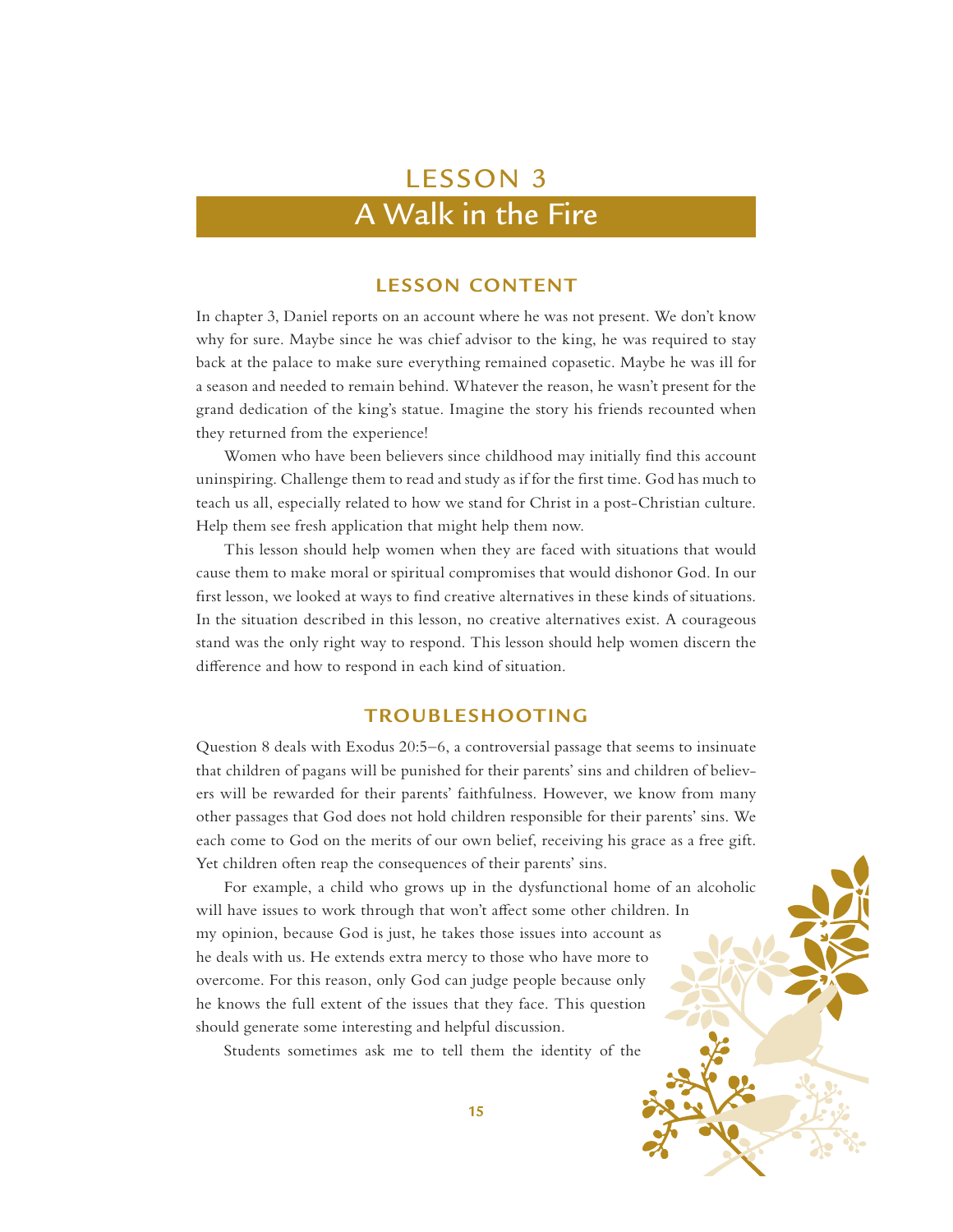# LESSON 3

# A Walk in the Fire

## LESSON CONTENT

In chapter 3, Daniel reports on an account where he was not present. We don't know why for sure. Maybe since he was chief advisor to the king, he was required to stay back at the palace to make sure everything remained copasetic. Maybe he was ill for a season and needed to remain behind. Whatever the reason, he wasn't present for the grand dedication of the king's statue. Imagine the story his friends recounted when they returned from the experience!

Women who have been believers since childhood may initially find this account uninspiring. Challenge them to read and study as if for the first time. God has much to teach us all, especially related to how we stand for Christ in a post-Christian culture. Help them see fresh application that might help them now.

This lesson should help women when they are faced with situations that would cause them to make moral or spiritual compromises that would dishonor God. In our first lesson, we looked at ways to find creative alternatives in these kinds of situations. In the situation described in this lesson, no creative alternatives exist. A courageous stand was the only right way to respond. This lesson should help women discern the difference and how to respond in each kind of situation.

## TROUBLESHOOTING

Question 8 deals with Exodus 20:5–6, a controversial passage that seems to insinuate that children of pagans will be punished for their parents' sins and children of believers will be rewarded for their parents' faithfulness. However, we know from many other passages that God does not hold children responsible for their parents' sins. We each come to God on the merits of our own belief, receiving his grace as a free gift. Yet children often reap the consequences of their parents' sins.

For example, a child who grows up in the dysfunctional home of an alcoholic will have issues to work through that won't affect some other children. In my opinion, because God is just, he takes those issues into account as he deals with us. He extends extra mercy to those who have more to overcome. For this reason, only God can judge people because only he knows the full extent of the issues that they face. This question should generate some interesting and helpful discussion.

Students sometimes ask me to tell them the identity of the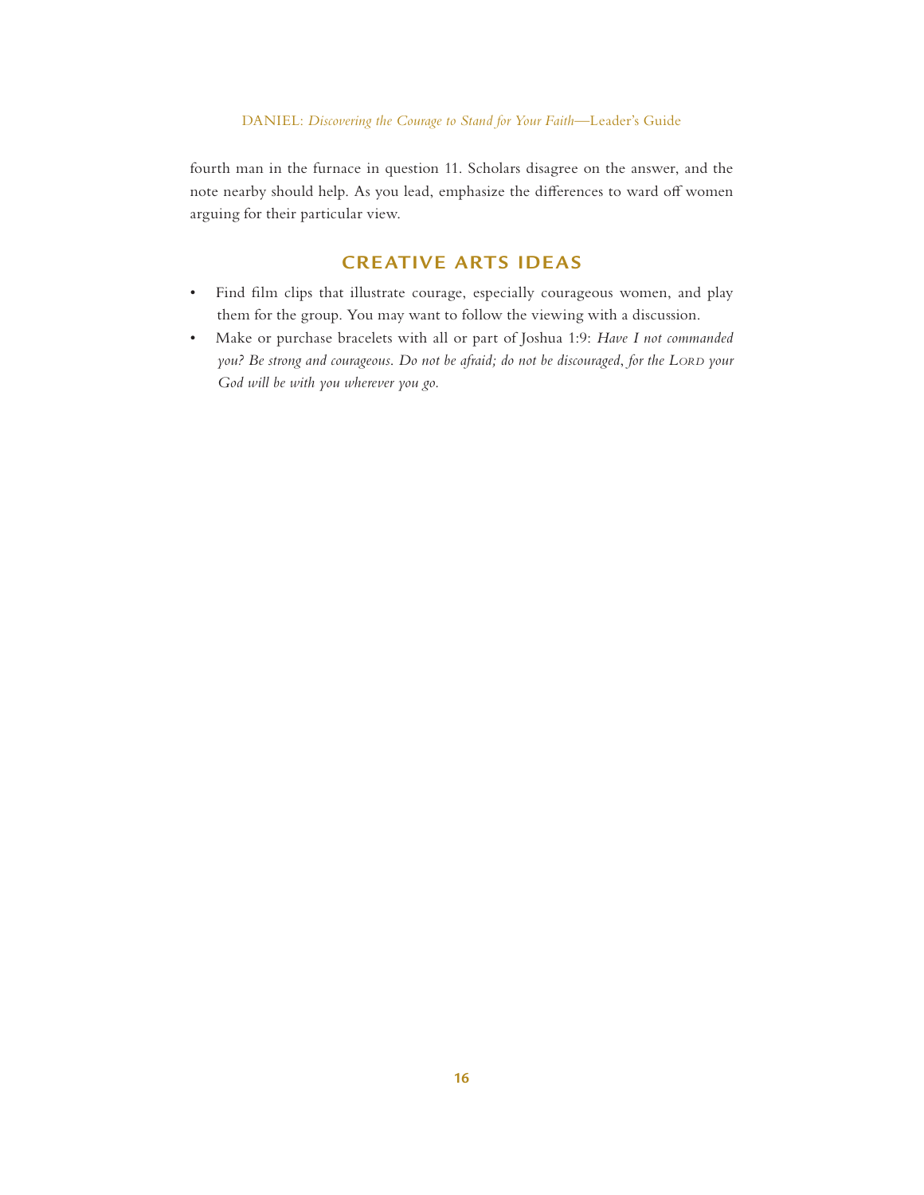fourth man in the furnace in question 11. Scholars disagree on the answer, and the note nearby should help. As you lead, emphasize the differences to ward off women arguing for their particular view.

## CREATIVE ARTS IDEAS

- Find film clips that illustrate courage, especially courageous women, and play them for the group. You may want to follow the viewing with a discussion.
- Make or purchase bracelets with all or part of Joshua 1:9: *Have I not commanded you? Be strong and courageous. Do not be afraid; do not be discouraged, for the LORD your God will be with you wherever you go.*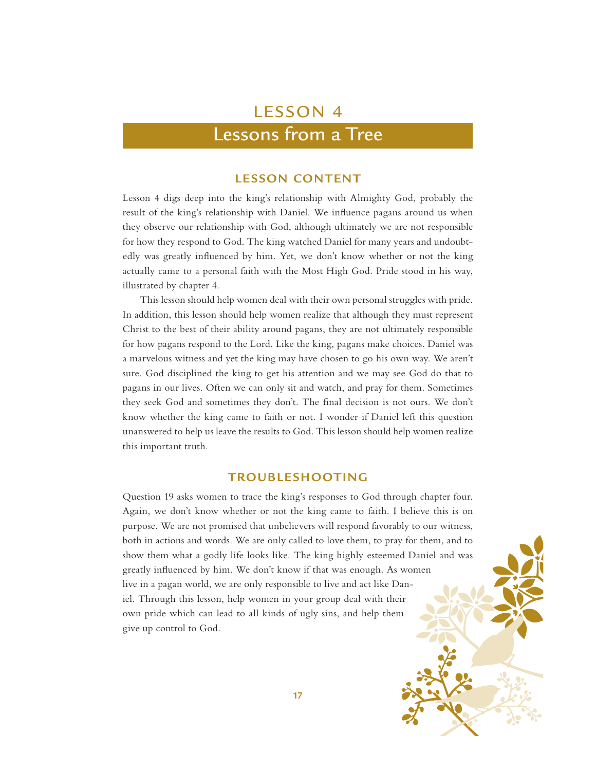# LESSON 4

# Lessons from a Tree

## LESSON CONTENT

Lesson 4 digs deep into the king's relationship with Almighty God, probably the result of the king's relationship with Daniel. We influence pagans around us when they observe our relationship with God, although ultimately we are not responsible for how they respond to God. The king watched Daniel for many years and undoubtedly was greatly influenced by him. Yet, we don't know whether or not the king actually came to a personal faith with the Most High God. Pride stood in his way, illustrated by chapter 4.

This lesson should help women deal with their own personal struggles with pride. In addition, this lesson should help women realize that although they must represent Christ to the best of their ability around pagans, they are not ultimately responsible for how pagans respond to the Lord. Like the king, pagans make choices. Daniel was a marvelous witness and yet the king may have chosen to go his own way. We aren't sure. God disciplined the king to get his attention and we may see God do that to pagans in our lives. Often we can only sit and watch, and pray for them. Sometimes they seek God and sometimes they don't. The final decision is not ours. We don't know whether the king came to faith or not. I wonder if Daniel left this question unanswered to help us leave the results to God. This lesson should help women realize this important truth.

## TROUBLESHOOTING

Question 19 asks women to trace the king's responses to God through chapter four. Again, we don't know whether or not the king came to faith. I believe this is on purpose. We are not promised that unbelievers will respond favorably to our witness, both in actions and words. We are only called to love them, to pray for them, and to show them what a godly life looks like. The king highly esteemed Daniel and was greatly influenced by him. We don't know if that was enough. As women live in a pagan world, we are only responsible to live and act like Daniel. Through this lesson, help women in your group deal with their own pride which can lead to all kinds of ugly sins, and help them give up control to God.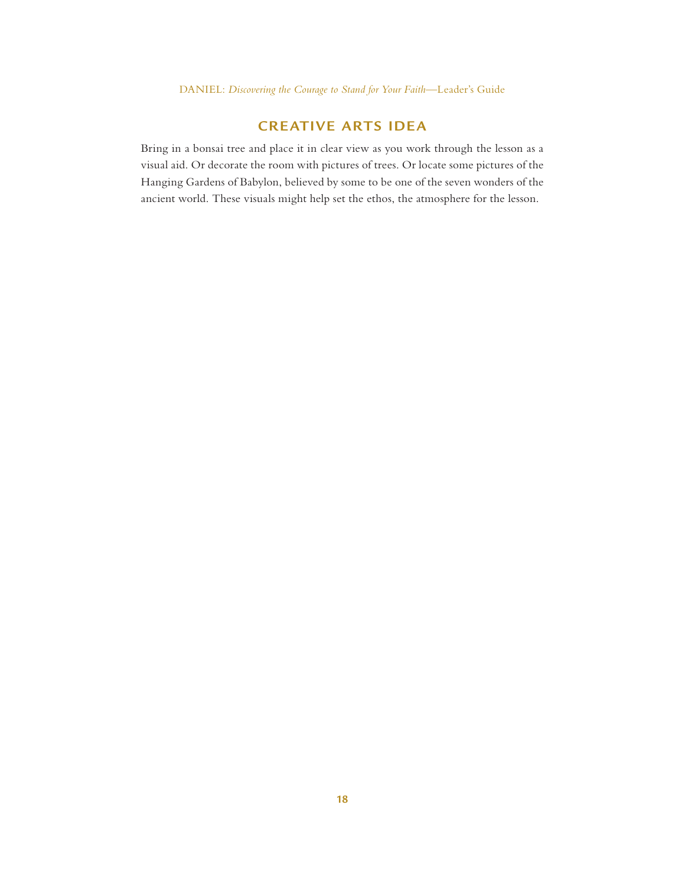## CREATIVE ARTS IDEA

Bring in a bonsai tree and place it in clear view as you work through the lesson as a visual aid. Or decorate the room with pictures of trees. Or locate some pictures of the Hanging Gardens of Babylon, believed by some to be one of the seven wonders of the ancient world. These visuals might help set the ethos, the atmosphere for the lesson.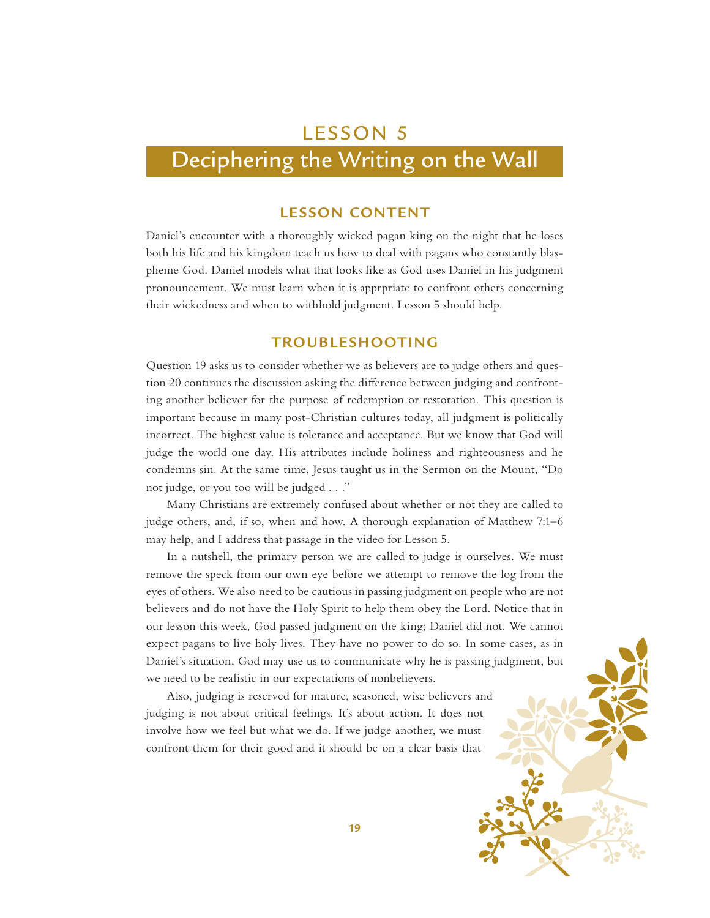# LESSON 5

# Deciphering the Writing on the Wall

## LESSON CONTENT

Daniel's encounter with a thoroughly wicked pagan king on the night that he loses both his life and his kingdom teach us how to deal with pagans who constantly blaspheme God. Daniel models what that looks like as God uses Daniel in his judgment pronouncement. We must learn when it is apprpriate to confront others concerning their wickedness and when to withhold judgment. Lesson 5 should help.

## TROUBLESHOOTING

Question 19 asks us to consider whether we as believers are to judge others and question 20 continues the discussion asking the difference between judging and confronting another believer for the purpose of redemption or restoration. This question is important because in many post-Christian cultures today, all judgment is politically incorrect. The highest value is tolerance and acceptance. But we know that God will judge the world one day. His attributes include holiness and righteousness and he condemns sin. At the same time, Jesus taught us in the Sermon on the Mount, "Do not judge, or you too will be judged . . ."

Many Christians are extremely confused about whether or not they are called to judge others, and, if so, when and how. A thorough explanation of Matthew 7:1–6 may help, and I address that passage in the video for Lesson 5.

In a nutshell, the primary person we are called to judge is ourselves. We must remove the speck from our own eye before we attempt to remove the log from the eyes of others. We also need to be cautious in passing judgment on people who are not believers and do not have the Holy Spirit to help them obey the Lord. Notice that in our lesson this week, God passed judgment on the king; Daniel did not. We cannot expect pagans to live holy lives. They have no power to do so. In some cases, as in Daniel's situation, God may use us to communicate why he is passing judgment, but we need to be realistic in our expectations of nonbelievers.

Also, judging is reserved for mature, seasoned, wise believers and judging is not about critical feelings. It's about action. It does not involve how we feel but what we do. If we judge another, we must confront them for their good and it should be on a clear basis that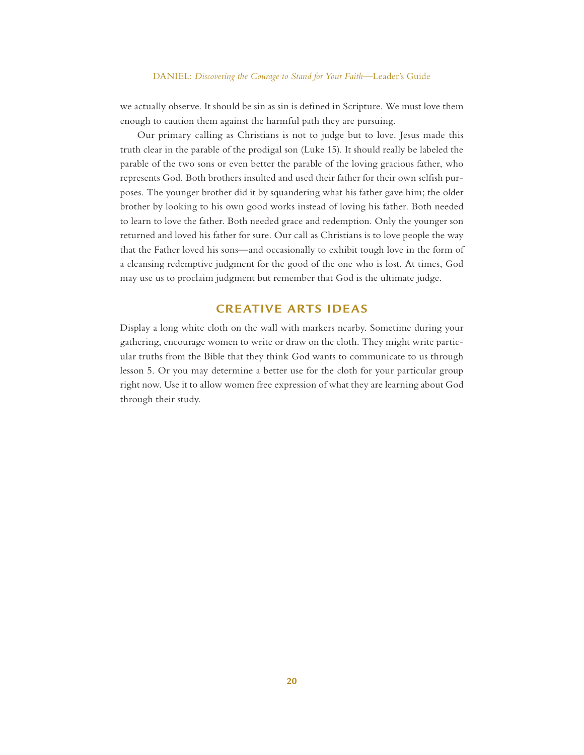we actually observe. It should be sin as sin is defined in Scripture. We must love them enough to caution them against the harmful path they are pursuing.

Our primary calling as Christians is not to judge but to love. Jesus made this truth clear in the parable of the prodigal son (Luke 15). It should really be labeled the parable of the two sons or even better the parable of the loving gracious father, who represents God. Both brothers insulted and used their father for their own selfish purposes. The younger brother did it by squandering what his father gave him; the older brother by looking to his own good works instead of loving his father. Both needed to learn to love the father. Both needed grace and redemption. Only the younger son returned and loved his father for sure. Our call as Christians is to love people the way that the Father loved his sons—and occasionally to exhibit tough love in the form of a cleansing redemptive judgment for the good of the one who is lost. At times, God may use us to proclaim judgment but remember that God is the ultimate judge.

## CREATIVE ARTS IDEAS

Display a long white cloth on the wall with markers nearby. Sometime during your gathering, encourage women to write or draw on the cloth. They might write particular truths from the Bible that they think God wants to communicate to us through lesson 5. Or you may determine a better use for the cloth for your particular group right now. Use it to allow women free expression of what they are learning about God through their study.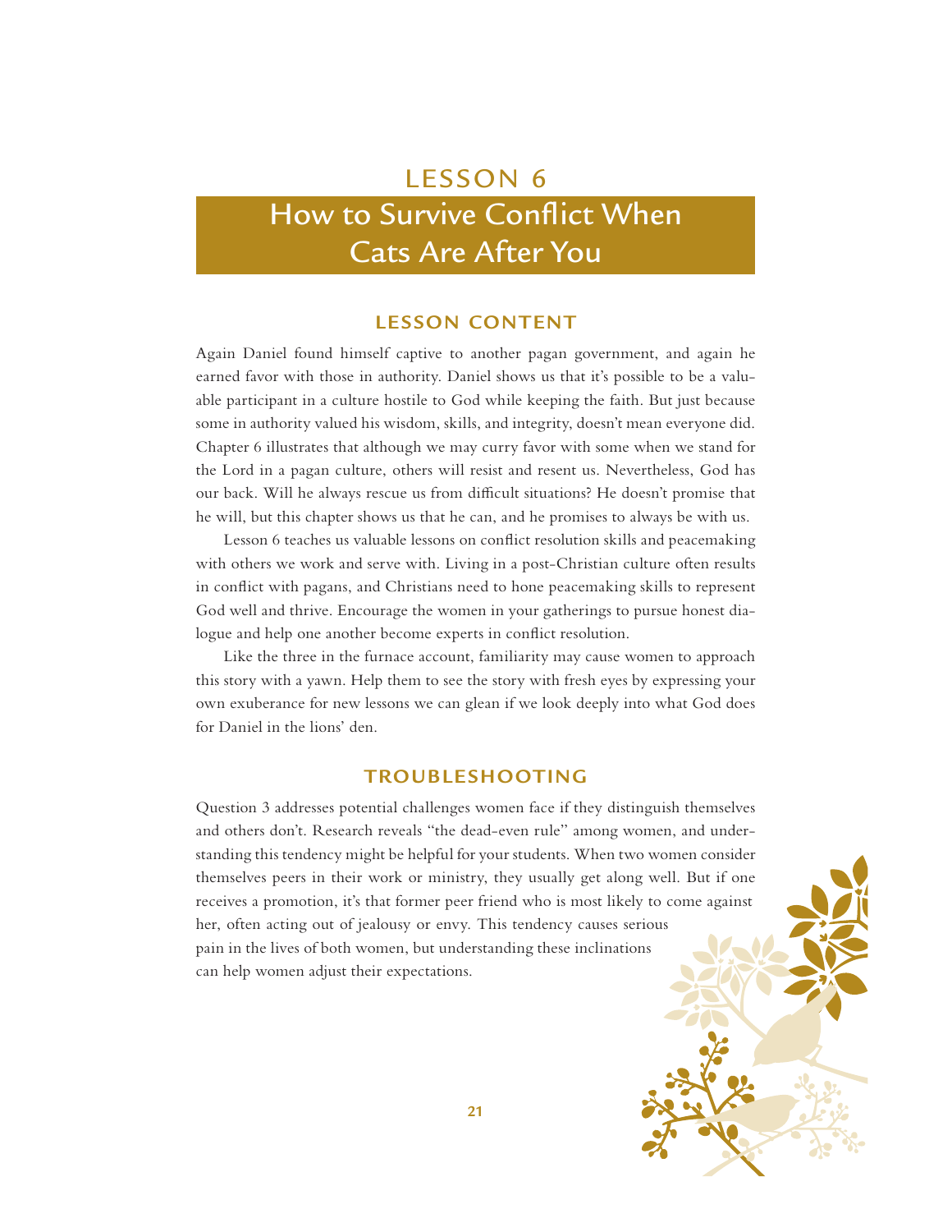# LESSON 6

# How to Survive Conflict When Cats Are After You

## LESSON CONTENT

Again Daniel found himself captive to another pagan government, and again he earned favor with those in authority. Daniel shows us that it's possible to be a valuable participant in a culture hostile to God while keeping the faith. But just because some in authority valued his wisdom, skills, and integrity, doesn't mean everyone did. Chapter 6 illustrates that although we may curry favor with some when we stand for the Lord in a pagan culture, others will resist and resent us. Nevertheless, God has our back. Will he always rescue us from difficult situations? He doesn't promise that he will, but this chapter shows us that he can, and he promises to always be with us.

Lesson 6 teaches us valuable lessons on conflict resolution skills and peacemaking with others we work and serve with. Living in a post-Christian culture often results in conflict with pagans, and Christians need to hone peacemaking skills to represent God well and thrive. Encourage the women in your gatherings to pursue honest dialogue and help one another become experts in conflict resolution.

Like the three in the furnace account, familiarity may cause women to approach this story with a yawn. Help them to see the story with fresh eyes by expressing your own exuberance for new lessons we can glean if we look deeply into what God does for Daniel in the lions' den.

## TROUBLESHOOTING

Question 3 addresses potential challenges women face if they distinguish themselves and others don't. Research reveals "the dead-even rule" among women, and understanding this tendency might be helpful for your students. When two women consider themselves peers in their work or ministry, they usually get along well. But if one receives a promotion, it's that former peer friend who is most likely to come against her, often acting out of jealousy or envy. This tendency causes serious pain in the lives of both women, but understanding these inclinations can help women adjust their expectations.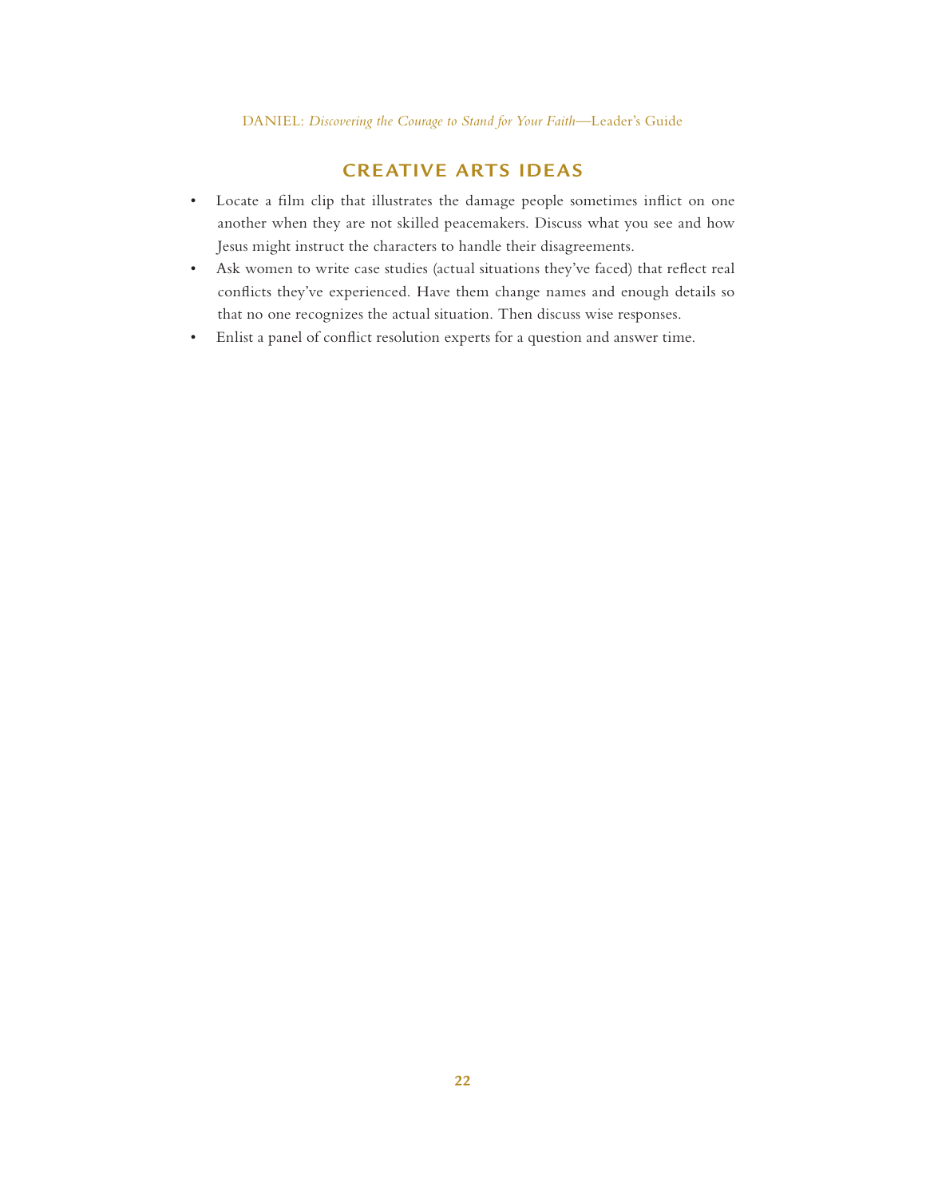## CREATIVE ARTS IDEAS

- Locate a film clip that illustrates the damage people sometimes inflict on one another when they are not skilled peacemakers. Discuss what you see and how Jesus might instruct the characters to handle their disagreements.
- Ask women to write case studies (actual situations they've faced) that reflect real conflicts they've experienced. Have them change names and enough details so that no one recognizes the actual situation. Then discuss wise responses.
- Enlist a panel of conflict resolution experts for a question and answer time.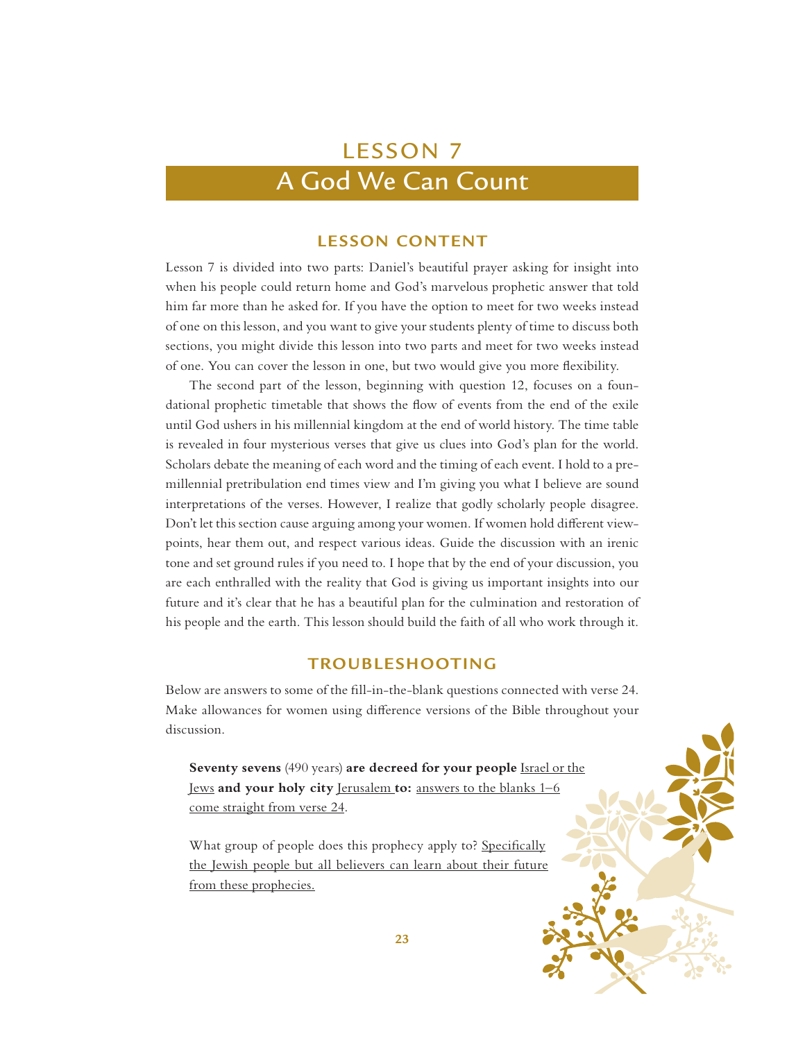# LESSON 7

# A God We Can Count

## LESSON CONTENT

Lesson 7 is divided into two parts: Daniel's beautiful prayer asking for insight into when his people could return home and God's marvelous prophetic answer that told him far more than he asked for. If you have the option to meet for two weeks instead of one on this lesson, and you want to give your students plenty of time to discuss both sections, you might divide this lesson into two parts and meet for two weeks instead of one. You can cover the lesson in one, but two would give you more flexibility.

The second part of the lesson, beginning with question 12, focuses on a foundational prophetic timetable that shows the flow of events from the end of the exile until God ushers in his millennial kingdom at the end of world history. The time table is revealed in four mysterious verses that give us clues into God's plan for the world. Scholars debate the meaning of each word and the timing of each event. I hold to a premillennial pretribulation end times view and I'm giving you what I believe are sound interpretations of the verses. However, I realize that godly scholarly people disagree. Don't let this section cause arguing among your women. If women hold different viewpoints, hear them out, and respect various ideas. Guide the discussion with an irenic tone and set ground rules if you need to. I hope that by the end of your discussion, you are each enthralled with the reality that God is giving us important insights into our future and it's clear that he has a beautiful plan for the culmination and restoration of his people and the earth. This lesson should build the faith of all who work through it.

## TROUBLESHOOTING

Below are answers to some of the fill-in-the-blank questions connected with verse 24. Make allowances for women using difference versions of the Bible throughout your discussion.

**Seventy sevens** (490 years) **are decreed for your people** <u>Israel or the Jews</u> **and your holy city** <u>Jerusalem</u> **to:** <u>answers to the blanks 1–6 come straight from verse 24</u>.

What group of people does this prophecy apply to? <u>Specifically the Jewish people but all believers can learn about their future from these prophecies.</u>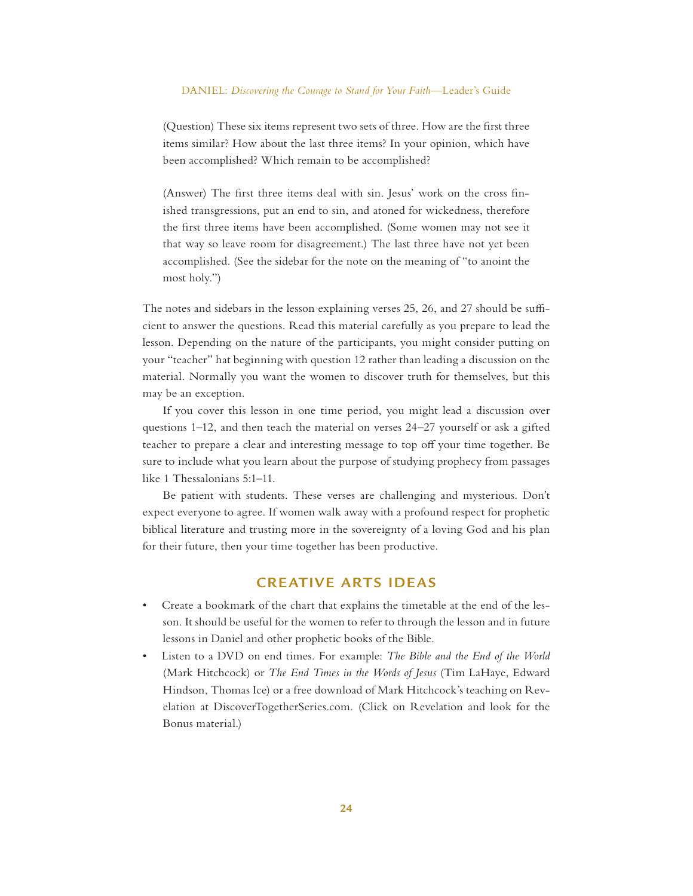(Question) These six items represent two sets of three. How are the first three items similar? How about the last three items? In your opinion, which have been accomplished? Which remain to be accomplished?

(Answer) The first three items deal with sin. Jesus' work on the cross finished transgressions, put an end to sin, and atoned for wickedness, therefore the first three items have been accomplished. (Some women may not see it that way so leave room for disagreement.) The last three have not yet been accomplished. (See the sidebar for the note on the meaning of "to anoint the most holy.")

The notes and sidebars in the lesson explaining verses 25, 26, and 27 should be sufficient to answer the questions. Read this material carefully as you prepare to lead the lesson. Depending on the nature of the participants, you might consider putting on your "teacher" hat beginning with question 12 rather than leading a discussion on the material. Normally you want the women to discover truth for themselves, but this may be an exception.

If you cover this lesson in one time period, you might lead a discussion over questions 1–12, and then teach the material on verses 24–27 yourself or ask a gifted teacher to prepare a clear and interesting message to top off your time together. Be sure to include what you learn about the purpose of studying prophecy from passages like 1 Thessalonians 5:1–11.

Be patient with students. These verses are challenging and mysterious. Don't expect everyone to agree. If women walk away with a profound respect for prophetic biblical literature and trusting more in the sovereignty of a loving God and his plan for their future, then your time together has been productive.

## CREATIVE ARTS IDEAS

- Create a bookmark of the chart that explains the timetable at the end of the lesson. It should be useful for the women to refer to through the lesson and in future lessons in Daniel and other prophetic books of the Bible.
- Listen to a DVD on end times. For example: *The Bible and the End of the World* (Mark Hitchcock) or *The End Times in the Words of Jesus* (Tim LaHaye, Edward Hindson, Thomas Ice) or a free download of Mark Hitchcock's teaching on Revelation at DiscoverTogetherSeries.com. (Click on Revelation and look for the Bonus material.)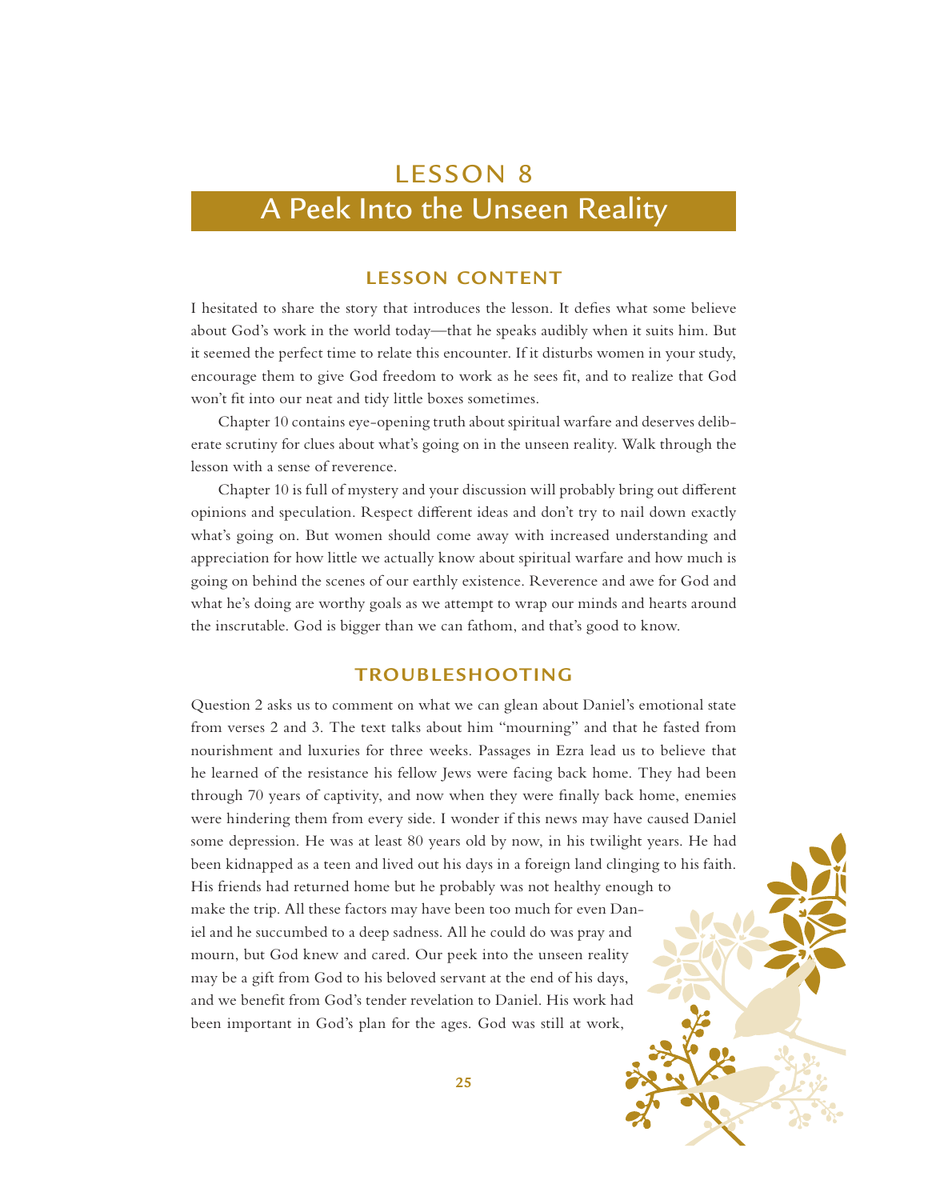# LESSON 8

# A Peek Into the Unseen Reality

## LESSON CONTENT

I hesitated to share the story that introduces the lesson. It defies what some believe about God's work in the world today—that he speaks audibly when it suits him. But it seemed the perfect time to relate this encounter. If it disturbs women in your study, encourage them to give God freedom to work as he sees fit, and to realize that God won't fit into our neat and tidy little boxes sometimes.

Chapter 10 contains eye-opening truth about spiritual warfare and deserves deliberate scrutiny for clues about what's going on in the unseen reality. Walk through the lesson with a sense of reverence.

Chapter 10 is full of mystery and your discussion will probably bring out different opinions and speculation. Respect different ideas and don't try to nail down exactly what's going on. But women should come away with increased understanding and appreciation for how little we actually know about spiritual warfare and how much is going on behind the scenes of our earthly existence. Reverence and awe for God and what he's doing are worthy goals as we attempt to wrap our minds and hearts around the inscrutable. God is bigger than we can fathom, and that's good to know.

## TROUBLESHOOTING

Question 2 asks us to comment on what we can glean about Daniel's emotional state from verses 2 and 3. The text talks about him "mourning" and that he fasted from nourishment and luxuries for three weeks. Passages in Ezra lead us to believe that he learned of the resistance his fellow Jews were facing back home. They had been through 70 years of captivity, and now when they were finally back home, enemies were hindering them from every side. I wonder if this news may have caused Daniel some depression. He was at least 80 years old by now, in his twilight years. He had been kidnapped as a teen and lived out his days in a foreign land clinging to his faith. His friends had returned home but he probably was not healthy enough to make the trip. All these factors may have been too much for even Daniel and he succumbed to a deep sadness. All he could do was pray and mourn, but God knew and cared. Our peek into the unseen reality may be a gift from God to his beloved servant at the end of his days, and we benefit from God's tender revelation to Daniel. His work had been important in God's plan for the ages. God was still at work,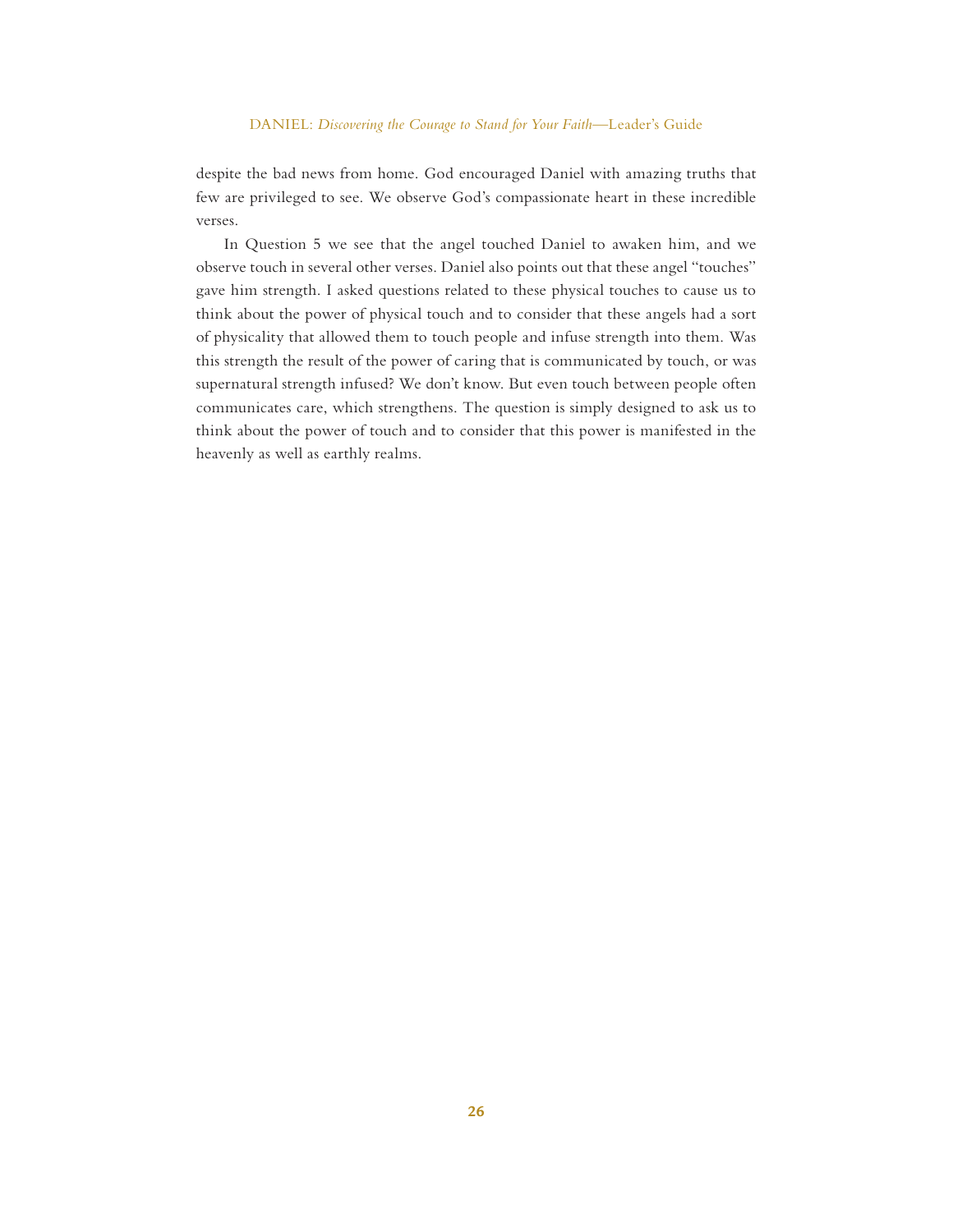despite the bad news from home. God encouraged Daniel with amazing truths that few are privileged to see. We observe God's compassionate heart in these incredible verses.

In Question 5 we see that the angel touched Daniel to awaken him, and we observe touch in several other verses. Daniel also points out that these angel "touches" gave him strength. I asked questions related to these physical touches to cause us to think about the power of physical touch and to consider that these angels had a sort of physicality that allowed them to touch people and infuse strength into them. Was this strength the result of the power of caring that is communicated by touch, or was supernatural strength infused? We don't know. But even touch between people often communicates care, which strengthens. The question is simply designed to ask us to think about the power of touch and to consider that this power is manifested in the heavenly as well as earthly realms.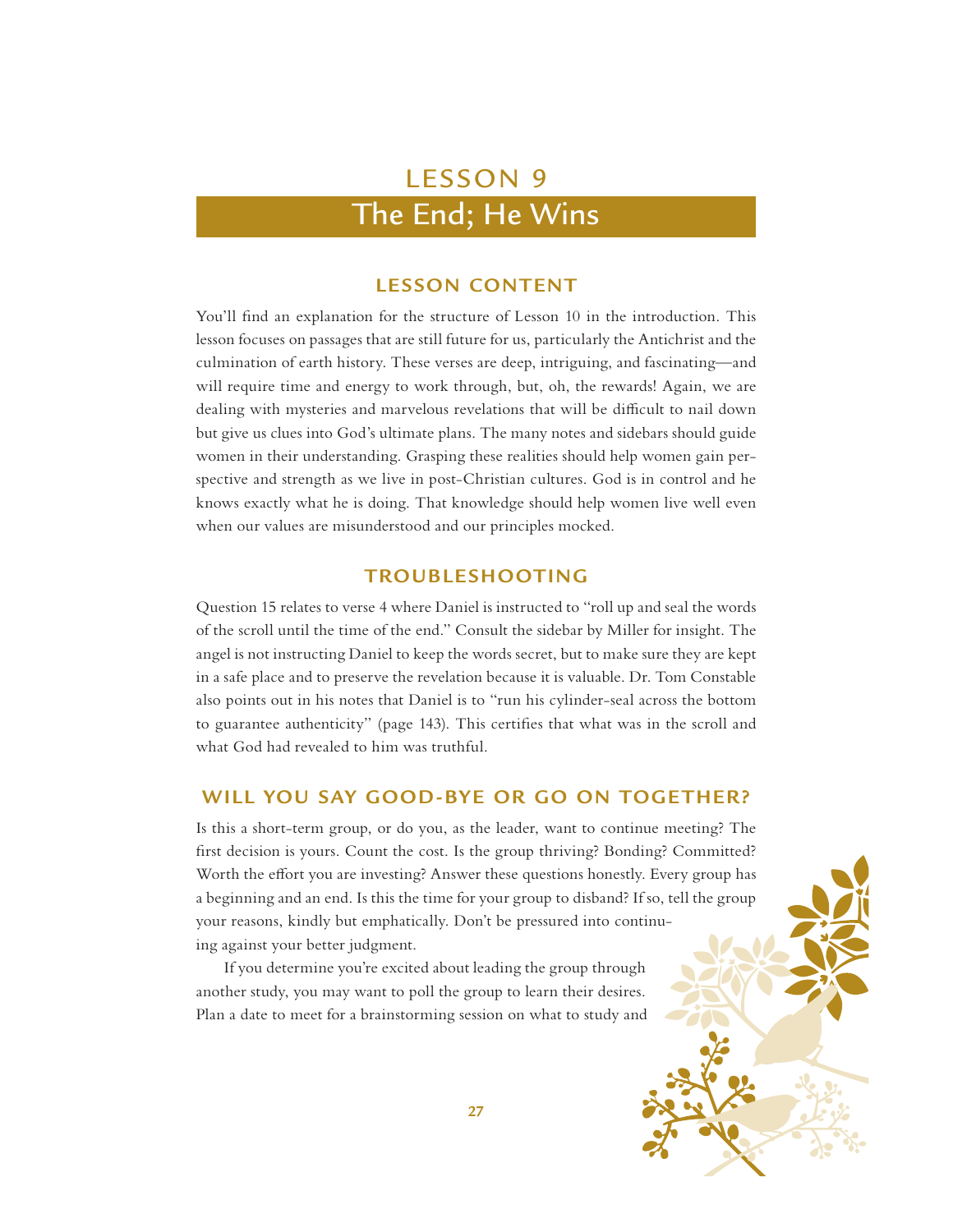# LESSON 9

## The End; He Wins

### LESSON CONTENT

You'll find an explanation for the structure of Lesson 10 in the introduction. This lesson focuses on passages that are still future for us, particularly the Antichrist and the culmination of earth history. These verses are deep, intriguing, and fascinating—and will require time and energy to work through, but, oh, the rewards! Again, we are dealing with mysteries and marvelous revelations that will be difficult to nail down but give us clues into God's ultimate plans. The many notes and sidebars should guide women in their understanding. Grasping these realities should help women gain perspective and strength as we live in post-Christian cultures. God is in control and he knows exactly what he is doing. That knowledge should help women live well even when our values are misunderstood and our principles mocked.

### TROUBLESHOOTING

Question 15 relates to verse 4 where Daniel is instructed to "roll up and seal the words of the scroll until the time of the end." Consult the sidebar by Miller for insight. The angel is not instructing Daniel to keep the words secret, but to make sure they are kept in a safe place and to preserve the revelation because it is valuable. Dr. Tom Constable also points out in his notes that Daniel is to "run his cylinder-seal across the bottom to guarantee authenticity" (page 143). This certifies that what was in the scroll and what God had revealed to him was truthful.

### WILL YOU SAY GOOD-BYE OR GO ON TOGETHER?

Is this a short-term group, or do you, as the leader, want to continue meeting? The first decision is yours. Count the cost. Is the group thriving? Bonding? Committed? Worth the effort you are investing? Answer these questions honestly. Every group has a beginning and an end. Is this the time for your group to disband? If so, tell the group your reasons, kindly but emphatically. Don't be pressured into continuing against your better judgment.

If you determine you're excited about leading the group through another study, you may want to poll the group to learn their desires. Plan a date to meet for a brainstorming session on what to study and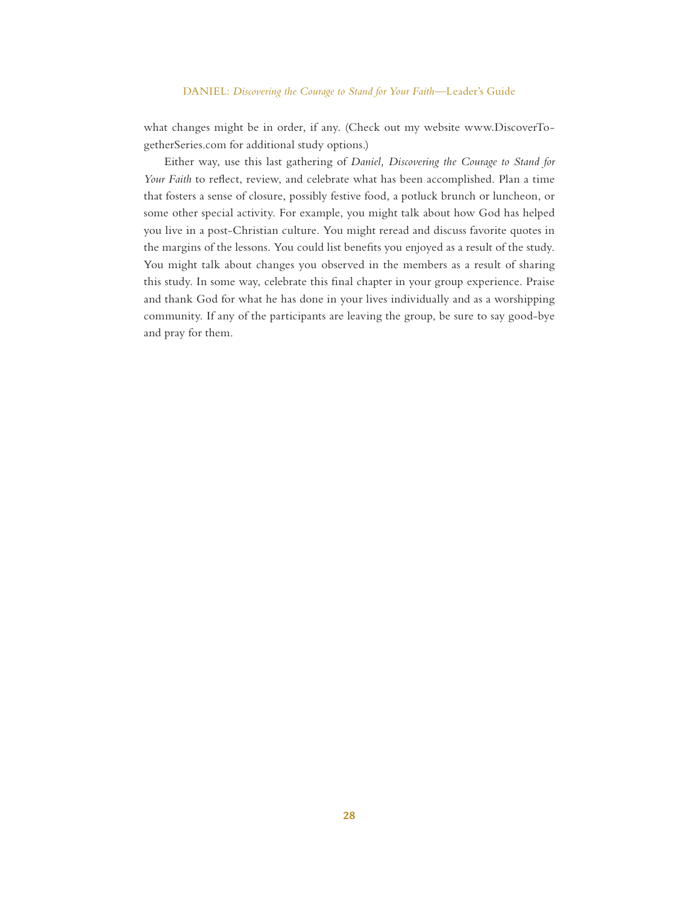what changes might be in order, if any. (Check out my website www.DiscoverTogetherSeries.com for additional study options.)

Either way, use this last gathering of *Daniel, Discovering the Courage to Stand for Your Faith* to reflect, review, and celebrate what has been accomplished. Plan a time that fosters a sense of closure, possibly festive food, a potluck brunch or luncheon, or some other special activity. For example, you might talk about how God has helped you live in a post-Christian culture. You might reread and discuss favorite quotes in the margins of the lessons. You could list benefits you enjoyed as a result of the study. You might talk about changes you observed in the members as a result of sharing this study. In some way, celebrate this final chapter in your group experience. Praise and thank God for what he has done in your lives individually and as a worshipping community. If any of the participants are leaving the group, be sure to say good-bye and pray for them.